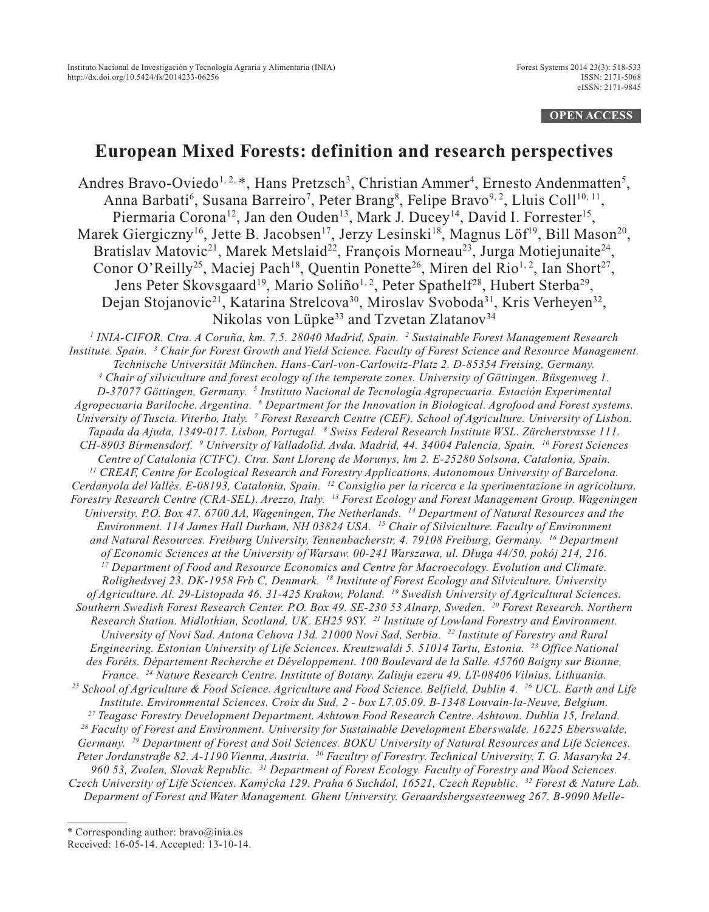**OPEN ACCESS**

# European Mixed Forests: definition and research perspectives

Andres Bravo-Oviedo[1, 2, *], Hans Pretzsch[3], Christian Ammer[4], Ernesto Andenmatten[5], Anna Barbati[6], Susana Barreiro[7], Peter Brang[8], Felipe Bravo[9, 2], Lluis Coll[10, 11], Piermaria Corona[12], Jan den Ouden[13], Mark J. Ducey[14], David I. Forrester[15], Marek Giergiczny[16], Jette B. Jacobsen[17], Jerzy Lesinski[18], Magnus Löf[19], Bill Mason[20], Bratislav Matovic[21], Marek Metslaid[22], François Morneau[23], Jurga Motiejunaite[24], Conor O'Reilly[25], Maciej Pach[18], Quentin Ponette[26], Miren del Rio[1, 2], Ian Short[27], Jens Peter Skovsgaard[19], Mario Soliño[1, 2], Peter Spathelf[28], Hubert Sterba[29], Dejan Stojanovic[21], Katarina Strelcova[30], Miroslav Svoboda[31], Kris Verheyen[32], Nikolas von Lüpke[33] and Tzvetan Zlatanov[34]

*[1] INIA-CIFOR. Ctra. A Coruña, km. 7.5. 28040 Madrid, Spain. [2] Sustainable Forest Management Research Institute. Spain. [3] Chair for Forest Growth and Yield Science. Faculty of Forest Science and Resource Management. Technische Universität München. Hans-Carl-von-Carlowitz-Platz 2. D-85354 Freising, Germany. [4] Chair of silviculture and forest ecology of the temperate zones. University of Göttingen. Büsgenweg 1. D-37077 Göttingen, Germany. [5] Instituto Nacional de Tecnología Agropecuaria. Estación Experimental Agropecuaria Bariloche. Argentina. [6] Department for the Innovation in Biological. Agrofood and Forest systems. University of Tuscia. Viterbo, Italy. [7] Forest Research Centre (CEF). School of Agriculture. University of Lisbon. Tapada da Ajuda, 1349-017. Lisbon, Portugal. [8] Swiss Federal Research Institute WSL. Zürcherstrasse 111. CH-8903 Birmensdorf. [9] University of Valladolid. Avda. Madrid, 44. 34004 Palencia, Spain. [10] Forest Sciences Centre of Catalonia (CTFC). Ctra. Sant Llorenç de Morunys, km 2. E-25280 Solsona, Catalonia, Spain. [11] CREAF, Centre for Ecological Research and Forestry Applications. Autonomous University of Barcelona. Cerdanyola del Vallès. E-08193, Catalonia, Spain. [12] Consiglio per la ricerca e la sperimentazione in agricoltura. Forestry Research Centre (CRA-SEL). Arezzo, Italy. [13] Forest Ecology and Forest Management Group. Wageningen University. P.O. Box 47. 6700 AA, Wageningen, The Netherlands. [14] Department of Natural Resources and the Environment. 114 James Hall Durham, NH 03824 USA. [15] Chair of Silviculture. Faculty of Environment and Natural Resources. Freiburg University, Tennenbacherstr, 4. 79108 Freiburg, Germany. [16] Department of Economic Sciences at the University of Warsaw. 00-241 Warszawa, ul. Długa 44/50, pokój 214, 216. [17] Department of Food and Resource Economics and Centre for Macroecology. Evolution and Climate. Rolighedsvej 23. DK-1958 Frb C, Denmark. [18] Institute of Forest Ecology and Silviculture. University of Agriculture. Al. 29-Listopada 46. 31-425 Krakow, Poland. [19] Swedish University of Agricultural Sciences. Southern Swedish Forest Research Center. P.O. Box 49. SE-230 53 Alnarp, Sweden. [20] Forest Research. Northern Research Station. Midlothian, Scotland, UK. EH25 9SY. [21] Institute of Lowland Forestry and Environment. University of Novi Sad. Antona Cehova 13d. 21000 Novi Sad, Serbia. [22] Institute of Forestry and Rural Engineering. Estonian University of Life Sciences. Kreutzwaldi 5. 51014 Tartu, Estonia. [23] Office National des Forêts. Département Recherche et Développement. 100 Boulevard de la Salle. 45760 Boigny sur Bionne, France. [24] Nature Research Centre. Institute of Botany. Zaliuju ezeru 49. LT-08406 Vilnius, Lithuania. [25] School of Agriculture & Food Science. Agriculture and Food Science. Belfield, Dublin 4. [26] UCL. Earth and Life Institute. Environmental Sciences. Croix du Sud, 2 - box L7.05.09. B-1348 Louvain-la-Neuve, Belgium. [27] Teagasc Forestry Development Department. Ashtown Food Research Centre. Ashtown. Dublin 15, Ireland. [28] Faculty of Forest and Environment. University for Sustainable Development Eberswalde. 16225 Eberswalde, Germany. [29] Department of Forest and Soil Sciences. BOKU University of Natural Resources and Life Sciences. Peter Jordanstraße 82. A-1190 Vienna, Austria. [30] Facultry of Forestry. Technical University. T. G. Masaryka 24. 960 53, Zvolen, Slovak Republic. [31] Department of Forest Ecology. Faculty of Forestry and Wood Sciences. Czech University of Life Sciences. Kamýcka 129. Praha 6 Suchdol, 16521, Czech Republic. [32] Forest & Nature Lab. Deparment of Forest and Water Management. Ghent University. Geraardsbergsesteenweg 267. B-9090 Melle-*

\* Corresponding author: bravo@inia.es
Received: 16-05-14. Accepted: 13-10-14.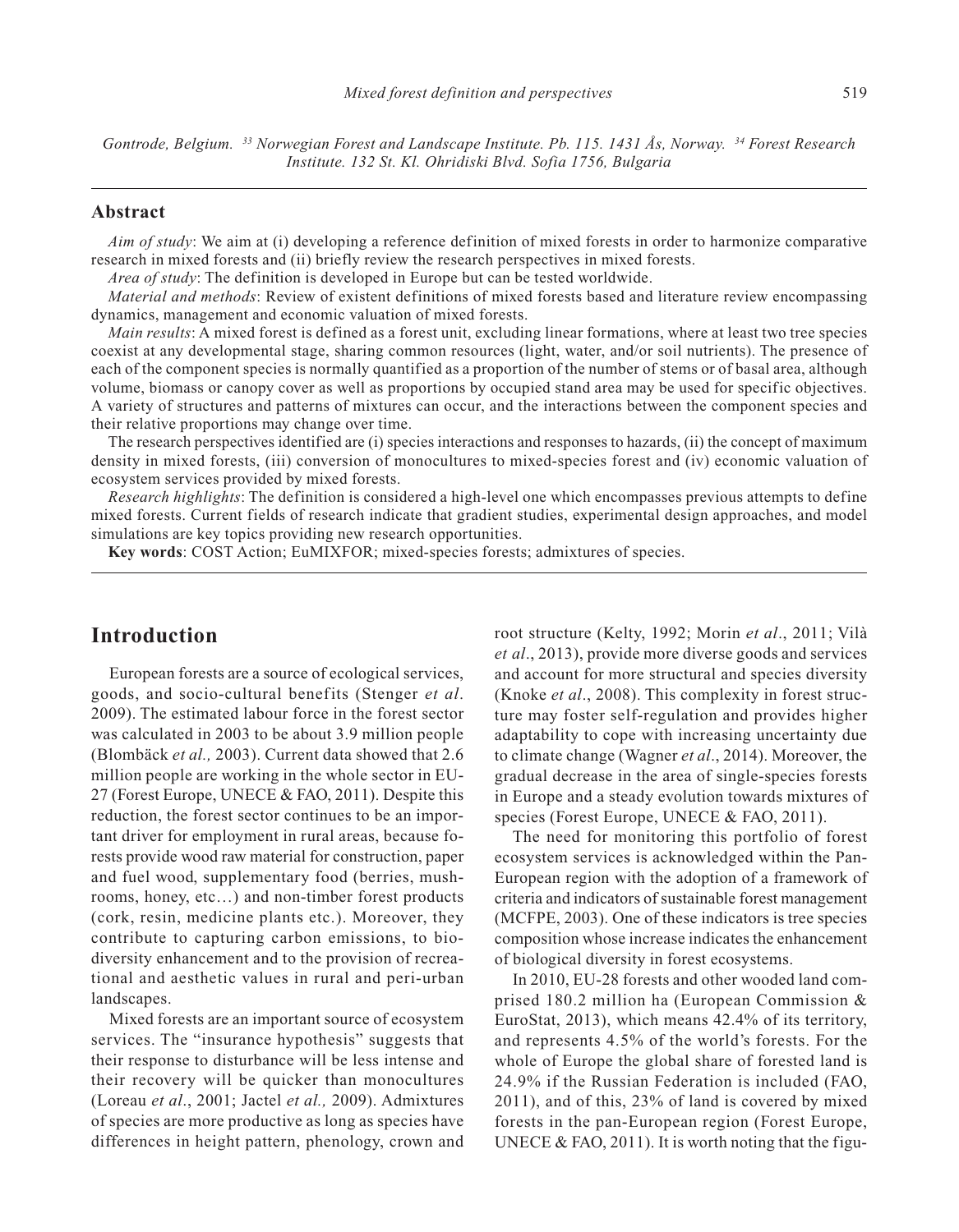Gontrode, Belgium. [33] Norwegian Forest and Landscape Institute. Pb. 115. 1431 Ås, Norway. [34] Forest Research Institute. 132 St. Kl. Ohridiski Blvd. Sofia 1756, Bulgaria

## Abstract

*Aim of study*: We aim at (i) developing a reference definition of mixed forests in order to harmonize comparative research in mixed forests and (ii) briefly review the research perspectives in mixed forests.

*Area of study*: The definition is developed in Europe but can be tested worldwide.

*Material and methods*: Review of existent definitions of mixed forests based and literature review encompassing dynamics, management and economic valuation of mixed forests.

*Main results*: A mixed forest is defined as a forest unit, excluding linear formations, where at least two tree species coexist at any developmental stage, sharing common resources (light, water, and/or soil nutrients). The presence of each of the component species is normally quantified as a proportion of the number of stems or of basal area, although volume, biomass or canopy cover as well as proportions by occupied stand area may be used for specific objectives. A variety of structures and patterns of mixtures can occur, and the interactions between the component species and their relative proportions may change over time.

The research perspectives identified are (i) species interactions and responses to hazards, (ii) the concept of maximum density in mixed forests, (iii) conversion of monocultures to mixed-species forest and (iv) economic valuation of ecosystem services provided by mixed forests.

*Research highlights*: The definition is considered a high-level one which encompasses previous attempts to define mixed forests. Current fields of research indicate that gradient studies, experimental design approaches, and model simulations are key topics providing new research opportunities.

**Key words**: COST Action; EuMIXFOR; mixed-species forests; admixtures of species.

## Introduction

European forests are a source of ecological services, goods, and socio-cultural benefits (Stenger *et al*. 2009). The estimated labour force in the forest sector was calculated in 2003 to be about 3.9 million people (Blombäck *et al.,* 2003). Current data showed that 2.6 million people are working in the whole sector in EU-27 (Forest Europe, UNECE & FAO, 2011). Despite this reduction, the forest sector continues to be an important driver for employment in rural areas, because forests provide wood raw material for construction, paper and fuel wood, supplementary food (berries, mushrooms, honey, etc…) and non-timber forest products (cork, resin, medicine plants etc.). Moreover, they contribute to capturing carbon emissions, to biodiversity enhancement and to the provision of recreational and aesthetic values in rural and peri-urban landscapes.

Mixed forests are an important source of ecosystem services. The "insurance hypothesis" suggests that their response to disturbance will be less intense and their recovery will be quicker than monocultures (Loreau *et al*., 2001; Jactel *et al.,* 2009). Admixtures of species are more productive as long as species have differences in height pattern, phenology, crown and root structure (Kelty, 1992; Morin *et al*., 2011; Vilà *et al*., 2013), provide more diverse goods and services and account for more structural and species diversity (Knoke *et al*., 2008). This complexity in forest structure may foster self-regulation and provides higher adaptability to cope with increasing uncertainty due to climate change (Wagner *et al*., 2014). Moreover, the gradual decrease in the area of single-species forests in Europe and a steady evolution towards mixtures of species (Forest Europe, UNECE & FAO, 2011).

The need for monitoring this portfolio of forest ecosystem services is acknowledged within the Pan-European region with the adoption of a framework of criteria and indicators of sustainable forest management (MCFPE, 2003). One of these indicators is tree species composition whose increase indicates the enhancement of biological diversity in forest ecosystems.

In 2010, EU-28 forests and other wooded land comprised 180.2 million ha (European Commission & EuroStat, 2013), which means 42.4% of its territory, and represents 4.5% of the world's forests. For the whole of Europe the global share of forested land is 24.9% if the Russian Federation is included (FAO, 2011), and of this, 23% of land is covered by mixed forests in the pan-European region (Forest Europe, UNECE & FAO, 2011). It is worth noting that the figu-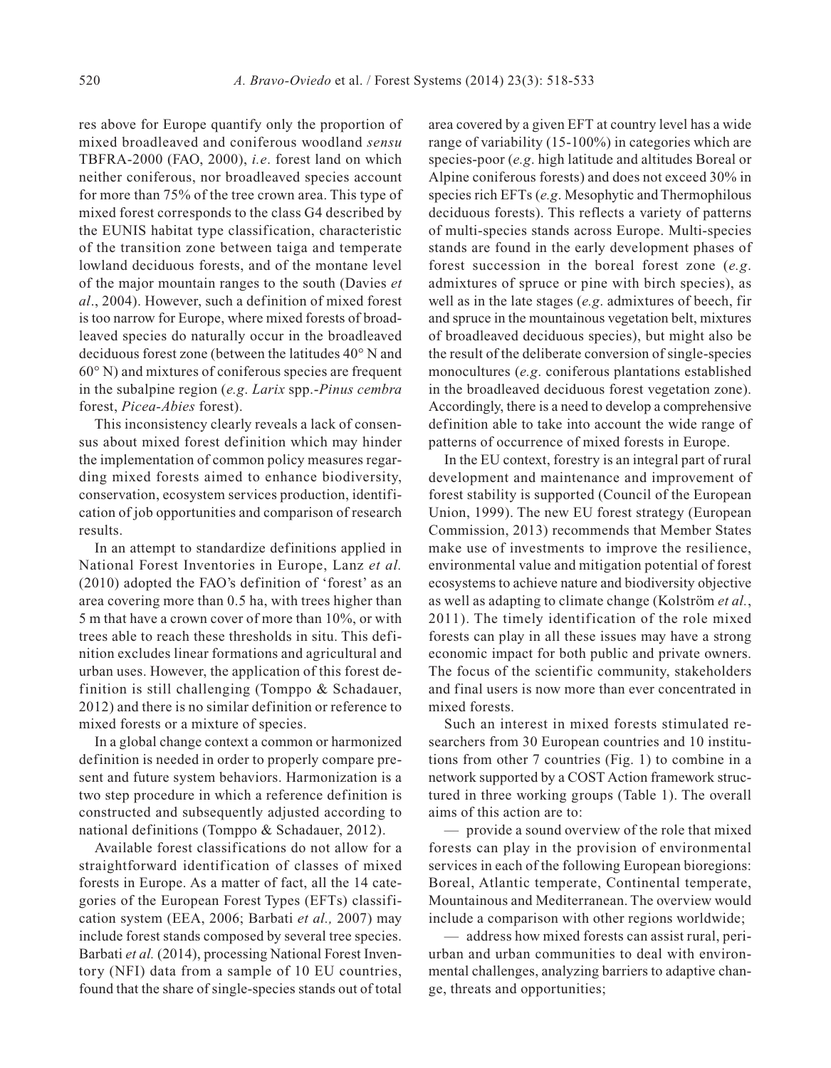res above for Europe quantify only the proportion of mixed broadleaved and coniferous woodland *sensu* TBFRA-2000 (FAO, 2000), *i.e*. forest land on which neither coniferous, nor broadleaved species account for more than 75% of the tree crown area. This type of mixed forest corresponds to the class G4 described by the EUNIS habitat type classification, characteristic of the transition zone between taiga and temperate lowland deciduous forests, and of the montane level of the major mountain ranges to the south (Davies *et al*., 2004). However, such a definition of mixed forest is too narrow for Europe, where mixed forests of broadleaved species do naturally occur in the broadleaved deciduous forest zone (between the latitudes 40° N and 60° N) and mixtures of coniferous species are frequent in the subalpine region (*e.g*. *Larix* spp.-*Pinus cembra* forest, *Picea-Abies* forest).

This inconsistency clearly reveals a lack of consensus about mixed forest definition which may hinder the implementation of common policy measures regarding mixed forests aimed to enhance biodiversity, conservation, ecosystem services production, identification of job opportunities and comparison of research results.

In an attempt to standardize definitions applied in National Forest Inventories in Europe, Lanz *et al.* (2010) adopted the FAO's definition of 'forest' as an area covering more than 0.5 ha, with trees higher than 5 m that have a crown cover of more than 10%, or with trees able to reach these thresholds in situ. This definition excludes linear formations and agricultural and urban uses. However, the application of this forest definition is still challenging (Tomppo & Schadauer, 2012) and there is no similar definition or reference to mixed forests or a mixture of species.

In a global change context a common or harmonized definition is needed in order to properly compare present and future system behaviors. Harmonization is a two step procedure in which a reference definition is constructed and subsequently adjusted according to national definitions (Tomppo & Schadauer, 2012).

Available forest classifications do not allow for a straightforward identification of classes of mixed forests in Europe. As a matter of fact, all the 14 categories of the European Forest Types (EFTs) classification system (EEA, 2006; Barbati *et al.,* 2007) may include forest stands composed by several tree species. Barbati *et al.* (2014), processing National Forest Inventory (NFI) data from a sample of 10 EU countries, found that the share of single-species stands out of total area covered by a given EFT at country level has a wide range of variability (15-100%) in categories which are species-poor (*e.g*. high latitude and altitudes Boreal or Alpine coniferous forests) and does not exceed 30% in species rich EFTs (*e.g*. Mesophytic and Thermophilous deciduous forests). This reflects a variety of patterns of multi-species stands across Europe. Multi-species stands are found in the early development phases of forest succession in the boreal forest zone (*e.g*. admixtures of spruce or pine with birch species), as well as in the late stages (*e.g*. admixtures of beech, fir and spruce in the mountainous vegetation belt, mixtures of broadleaved deciduous species), but might also be the result of the deliberate conversion of single-species monocultures (*e.g*. coniferous plantations established in the broadleaved deciduous forest vegetation zone). Accordingly, there is a need to develop a comprehensive definition able to take into account the wide range of patterns of occurrence of mixed forests in Europe.

In the EU context, forestry is an integral part of rural development and maintenance and improvement of forest stability is supported (Council of the European Union, 1999). The new EU forest strategy (European Commission, 2013) recommends that Member States make use of investments to improve the resilience, environmental value and mitigation potential of forest ecosystems to achieve nature and biodiversity objective as well as adapting to climate change (Kolström *et al.*, 2011). The timely identification of the role mixed forests can play in all these issues may have a strong economic impact for both public and private owners. The focus of the scientific community, stakeholders and final users is now more than ever concentrated in mixed forests.

Such an interest in mixed forests stimulated researchers from 30 European countries and 10 institutions from other 7 countries (Fig. 1) to combine in a network supported by a COST Action framework structured in three working groups (Table 1). The overall aims of this action are to:

— provide a sound overview of the role that mixed forests can play in the provision of environmental services in each of the following European bioregions: Boreal, Atlantic temperate, Continental temperate, Mountainous and Mediterranean. The overview would include a comparison with other regions worldwide;

— address how mixed forests can assist rural, periurban and urban communities to deal with environmental challenges, analyzing barriers to adaptive change, threats and opportunities;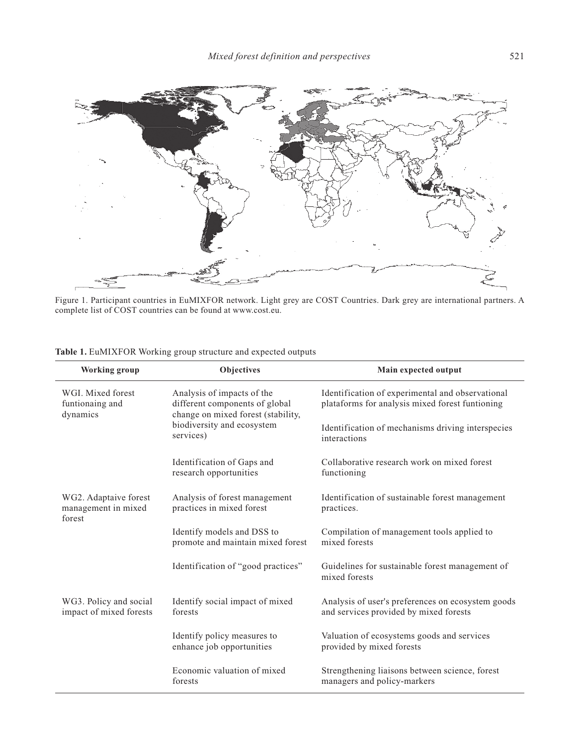Figure 1. Participant countries in EuMIXFOR network. Light grey are COST Countries. Dark grey are international partners. A complete list of COST countries can be found at www.cost.eu.

**Table 1.** EuMIXFOR Working group structure and expected outputs

| Working group | Objectives | Main expected output |
|---|---|---|
| WGI. Mixed forest funtionaing and dynamics | Analysis of impacts of the different components of global change on mixed forest (stability, biodiversity and ecosystem services) | Identification of experimental and observational plataforms for analysis mixed forest funtioning |
| | | Identification of mechanisms driving interspecies interactions |
| | Identification of Gaps and research opportunities | Collaborative research work on mixed forest functioning |
| WG2. Adaptaive forest management in mixed forest | Analysis of forest management practices in mixed forest | Identification of sustainable forest management practices. |
| | Identify models and DSS to promote and maintain mixed forest | Compilation of management tools applied to mixed forests |
| | Identification of "good practices" | Guidelines for sustainable forest management of mixed forests |
| WG3. Policy and social impact of mixed forests | Identify social impact of mixed forests | Analysis of user's preferences on ecosystem goods and services provided by mixed forests |
| | Identify policy measures to enhance job opportunities | Valuation of ecosystems goods and services provided by mixed forests |
| | Economic valuation of mixed forests | Strengthening liaisons between science, forest managers and policy-markers |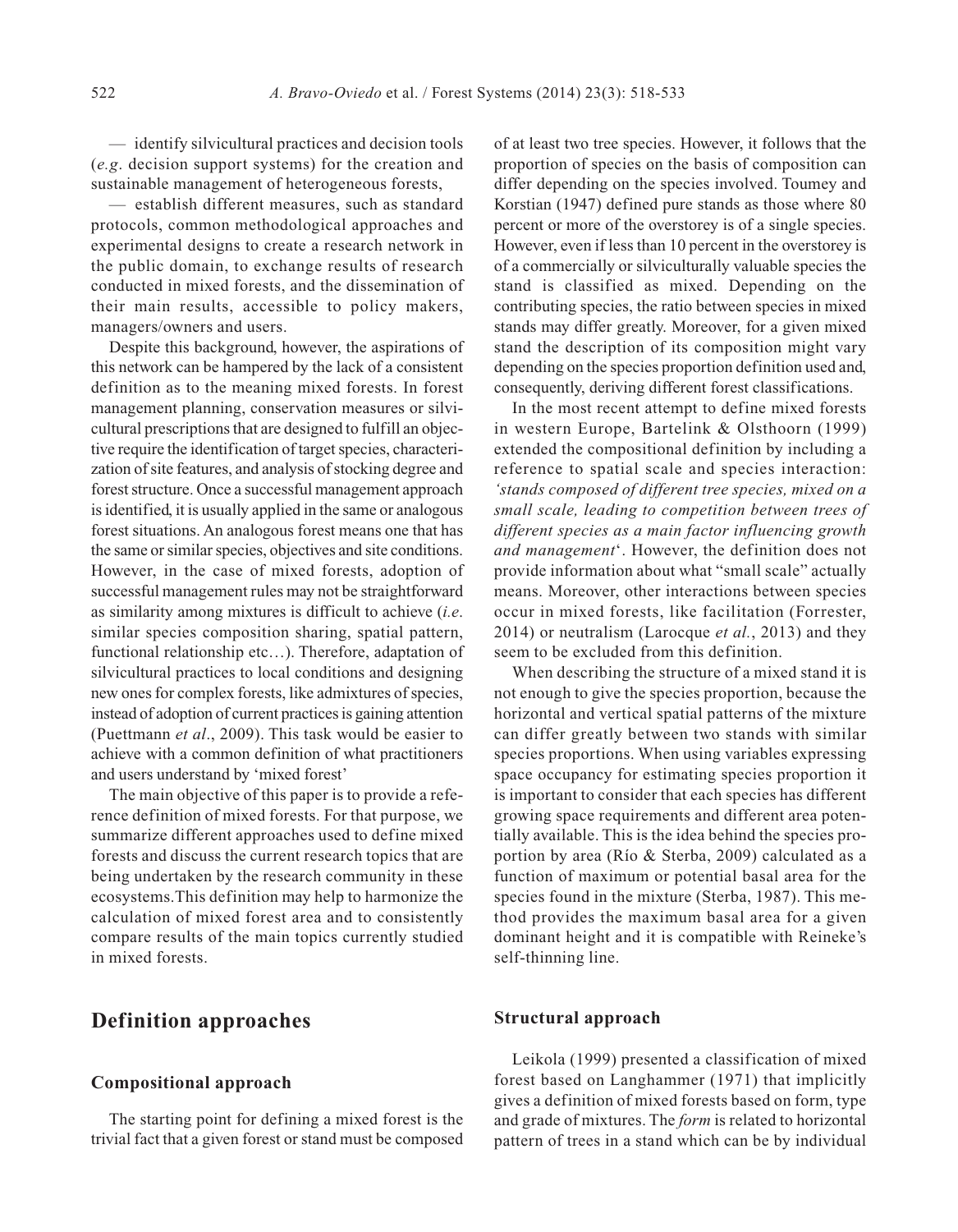— identify silvicultural practices and decision tools (*e.g*. decision support systems) for the creation and sustainable management of heterogeneous forests,

— establish different measures, such as standard protocols, common methodological approaches and experimental designs to create a research network in the public domain, to exchange results of research conducted in mixed forests, and the dissemination of their main results, accessible to policy makers, managers/owners and users.

Despite this background, however, the aspirations of this network can be hampered by the lack of a consistent definition as to the meaning mixed forests. In forest management planning, conservation measures or silvicultural prescriptions that are designed to fulfill an objective require the identification of target species, characterization of site features, and analysis of stocking degree and forest structure. Once a successful management approach is identified, it is usually applied in the same or analogous forest situations. An analogous forest means one that has the same or similar species, objectives and site conditions. However, in the case of mixed forests, adoption of successful management rules may not be straightforward as similarity among mixtures is difficult to achieve (*i.e.* similar species composition sharing, spatial pattern, functional relationship etc…). Therefore, adaptation of silvicultural practices to local conditions and designing new ones for complex forests, like admixtures of species, instead of adoption of current practices is gaining attention (Puettmann *et al*., 2009). This task would be easier to achieve with a common definition of what practitioners and users understand by 'mixed forest'

The main objective of this paper is to provide a reference definition of mixed forests. For that purpose, we summarize different approaches used to define mixed forests and discuss the current research topics that are being undertaken by the research community in these ecosystems.This definition may help to harmonize the calculation of mixed forest area and to consistently compare results of the main topics currently studied in mixed forests.

## Definition approaches

### Compositional approach

The starting point for defining a mixed forest is the trivial fact that a given forest or stand must be composed of at least two tree species. However, it follows that the proportion of species on the basis of composition can differ depending on the species involved. Toumey and Korstian (1947) defined pure stands as those where 80 percent or more of the overstorey is of a single species. However, even if less than 10 percent in the overstorey is of a commercially or silviculturally valuable species the stand is classified as mixed. Depending on the contributing species, the ratio between species in mixed stands may differ greatly. Moreover, for a given mixed stand the description of its composition might vary depending on the species proportion definition used and, consequently, deriving different forest classifications.

In the most recent attempt to define mixed forests in western Europe, Bartelink & Olsthoorn (1999) extended the compositional definition by including a reference to spatial scale and species interaction: *'stands composed of different tree species, mixed on a small scale, leading to competition between trees of different species as a main factor influencing growth and management*'. However, the definition does not provide information about what "small scale" actually means. Moreover, other interactions between species occur in mixed forests, like facilitation (Forrester, 2014) or neutralism (Larocque *et al.*, 2013) and they seem to be excluded from this definition.

When describing the structure of a mixed stand it is not enough to give the species proportion, because the horizontal and vertical spatial patterns of the mixture can differ greatly between two stands with similar species proportions. When using variables expressing space occupancy for estimating species proportion it is important to consider that each species has different growing space requirements and different area potentially available. This is the idea behind the species proportion by area (Río & Sterba, 2009) calculated as a function of maximum or potential basal area for the species found in the mixture (Sterba, 1987). This method provides the maximum basal area for a given dominant height and it is compatible with Reineke's self-thinning line.

### Structural approach

Leikola (1999) presented a classification of mixed forest based on Langhammer (1971) that implicitly gives a definition of mixed forests based on form, type and grade of mixtures. The *form* is related to horizontal pattern of trees in a stand which can be by individual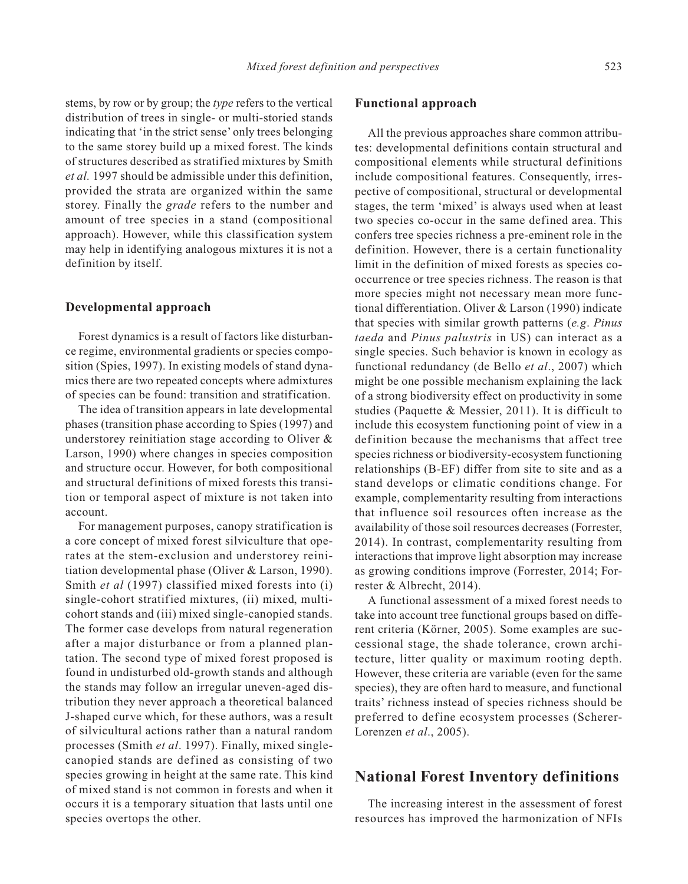stems, by row or by group; the *type* refers to the vertical distribution of trees in single- or multi-storied stands indicating that 'in the strict sense' only trees belonging to the same storey build up a mixed forest. The kinds of structures described as stratified mixtures by Smith *et al.* 1997 should be admissible under this definition, provided the strata are organized within the same storey. Finally the *grade* refers to the number and amount of tree species in a stand (compositional approach). However, while this classification system may help in identifying analogous mixtures it is not a definition by itself.

### Developmental approach

Forest dynamics is a result of factors like disturbance regime, environmental gradients or species composition (Spies, 1997). In existing models of stand dynamics there are two repeated concepts where admixtures of species can be found: transition and stratification.

The idea of transition appears in late developmental phases (transition phase according to Spies (1997) and understorey reinitiation stage according to Oliver & Larson, 1990) where changes in species composition and structure occur. However, for both compositional and structural definitions of mixed forests this transition or temporal aspect of mixture is not taken into account.

For management purposes, canopy stratification is a core concept of mixed forest silviculture that operates at the stem-exclusion and understorey reinitiation developmental phase (Oliver & Larson, 1990). Smith *et al* (1997) classified mixed forests into (i) single-cohort stratified mixtures, (ii) mixed, multicohort stands and (iii) mixed single-canopied stands. The former case develops from natural regeneration after a major disturbance or from a planned plantation. The second type of mixed forest proposed is found in undisturbed old-growth stands and although the stands may follow an irregular uneven-aged distribution they never approach a theoretical balanced J-shaped curve which, for these authors, was a result of silvicultural actions rather than a natural random processes (Smith *et al*. 1997). Finally, mixed single-canopied stands are defined as consisting of two species growing in height at the same rate. This kind of mixed stand is not common in forests and when it occurs it is a temporary situation that lasts until one species overtops the other.

### Functional approach

All the previous approaches share common attributes: developmental definitions contain structural and compositional elements while structural definitions include compositional features. Consequently, irrespective of compositional, structural or developmental stages, the term 'mixed' is always used when at least two species co-occur in the same defined area. This confers tree species richness a pre-eminent role in the definition. However, there is a certain functionality limit in the definition of mixed forests as species co-occurrence or tree species richness. The reason is that more species might not necessary mean more functional differentiation. Oliver & Larson (1990) indicate that species with similar growth patterns (*e.g*. *Pinus taeda* and *Pinus palustris* in US) can interact as a single species. Such behavior is known in ecology as functional redundancy (de Bello *et al*., 2007) which might be one possible mechanism explaining the lack of a strong biodiversity effect on productivity in some studies (Paquette & Messier, 2011). It is difficult to include this ecosystem functioning point of view in a definition because the mechanisms that affect tree species richness or biodiversity-ecosystem functioning relationships (B-EF) differ from site to site and as a stand develops or climatic conditions change. For example, complementarity resulting from interactions that influence soil resources often increase as the availability of those soil resources decreases (Forrester, 2014). In contrast, complementarity resulting from interactions that improve light absorption may increase as growing conditions improve (Forrester, 2014; Forrester & Albrecht, 2014).

A functional assessment of a mixed forest needs to take into account tree functional groups based on different criteria (Körner, 2005). Some examples are successional stage, the shade tolerance, crown architecture, litter quality or maximum rooting depth. However, these criteria are variable (even for the same species), they are often hard to measure, and functional traits' richness instead of species richness should be preferred to define ecosystem processes (Scherer-Lorenzen *et al*., 2005).

## National Forest Inventory definitions

The increasing interest in the assessment of forest resources has improved the harmonization of NFIs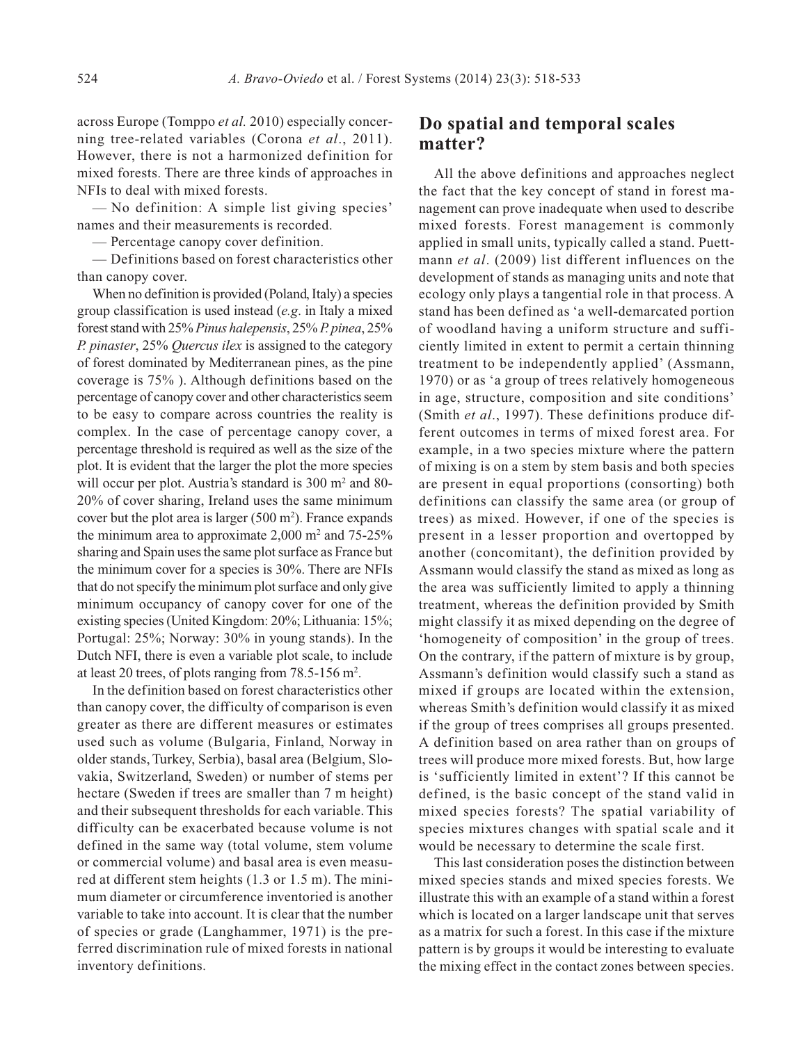across Europe (Tomppo *et al.* 2010) especially concerning tree-related variables (Corona *et al*., 2011). However, there is not a harmonized definition for mixed forests. There are three kinds of approaches in NFIs to deal with mixed forests.

— No definition: A simple list giving species' names and their measurements is recorded.

— Percentage canopy cover definition.

— Definitions based on forest characteristics other than canopy cover.

When no definition is provided (Poland, Italy) a species group classification is used instead (*e.g.* in Italy a mixed forest stand with 25% *Pinus halepensis*, 25% *P. pinea*, 25% *P. pinaster*, 25% *Quercus ilex* is assigned to the category of forest dominated by Mediterranean pines, as the pine coverage is 75% ). Although definitions based on the percentage of canopy cover and other characteristics seem to be easy to compare across countries the reality is complex. In the case of percentage canopy cover, a percentage threshold is required as well as the size of the plot. It is evident that the larger the plot the more species will occur per plot. Austria's standard is 300 $m^2$ and 80-20% of cover sharing, Ireland uses the same minimum cover but the plot area is larger (500 $m^2$). France expands the minimum area to approximate 2,000 $m^2$ and 75-25% sharing and Spain uses the same plot surface as France but the minimum cover for a species is 30%. There are NFIs that do not specify the minimum plot surface and only give minimum occupancy of canopy cover for one of the existing species (United Kingdom: 20%; Lithuania: 15%; Portugal: 25%; Norway: 30% in young stands). In the Dutch NFI, there is even a variable plot scale, to include at least 20 trees, of plots ranging from 78.5-156 $m^2$.

In the definition based on forest characteristics other than canopy cover, the difficulty of comparison is even greater as there are different measures or estimates used such as volume (Bulgaria, Finland, Norway in older stands, Turkey, Serbia), basal area (Belgium, Slovakia, Switzerland, Sweden) or number of stems per hectare (Sweden if trees are smaller than 7 m height) and their subsequent thresholds for each variable. This difficulty can be exacerbated because volume is not defined in the same way (total volume, stem volume or commercial volume) and basal area is even measured at different stem heights (1.3 or 1.5 m). The minimum diameter or circumference inventoried is another variable to take into account. It is clear that the number of species or grade (Langhammer, 1971) is the preferred discrimination rule of mixed forests in national inventory definitions.

## Do spatial and temporal scales matter?

All the above definitions and approaches neglect the fact that the key concept of stand in forest management can prove inadequate when used to describe mixed forests. Forest management is commonly applied in small units, typically called a stand. Puettmann *et al*. (2009) list different influences on the development of stands as managing units and note that ecology only plays a tangential role in that process. A stand has been defined as 'a well-demarcated portion of woodland having a uniform structure and sufficiently limited in extent to permit a certain thinning treatment to be independently applied' (Assmann, 1970) or as 'a group of trees relatively homogeneous in age, structure, composition and site conditions' (Smith *et al*., 1997). These definitions produce different outcomes in terms of mixed forest area. For example, in a two species mixture where the pattern of mixing is on a stem by stem basis and both species are present in equal proportions (consorting) both definitions can classify the same area (or group of trees) as mixed. However, if one of the species is present in a lesser proportion and overtopped by another (concomitant), the definition provided by Assmann would classify the stand as mixed as long as the area was sufficiently limited to apply a thinning treatment, whereas the definition provided by Smith might classify it as mixed depending on the degree of 'homogeneity of composition' in the group of trees. On the contrary, if the pattern of mixture is by group, Assmann's definition would classify such a stand as mixed if groups are located within the extension, whereas Smith's definition would classify it as mixed if the group of trees comprises all groups presented. A definition based on area rather than on groups of trees will produce more mixed forests. But, how large is 'sufficiently limited in extent'? If this cannot be defined, is the basic concept of the stand valid in mixed species forests? The spatial variability of species mixtures changes with spatial scale and it would be necessary to determine the scale first.

This last consideration poses the distinction between mixed species stands and mixed species forests. We illustrate this with an example of a stand within a forest which is located on a larger landscape unit that serves as a matrix for such a forest. In this case if the mixture pattern is by groups it would be interesting to evaluate the mixing effect in the contact zones between species.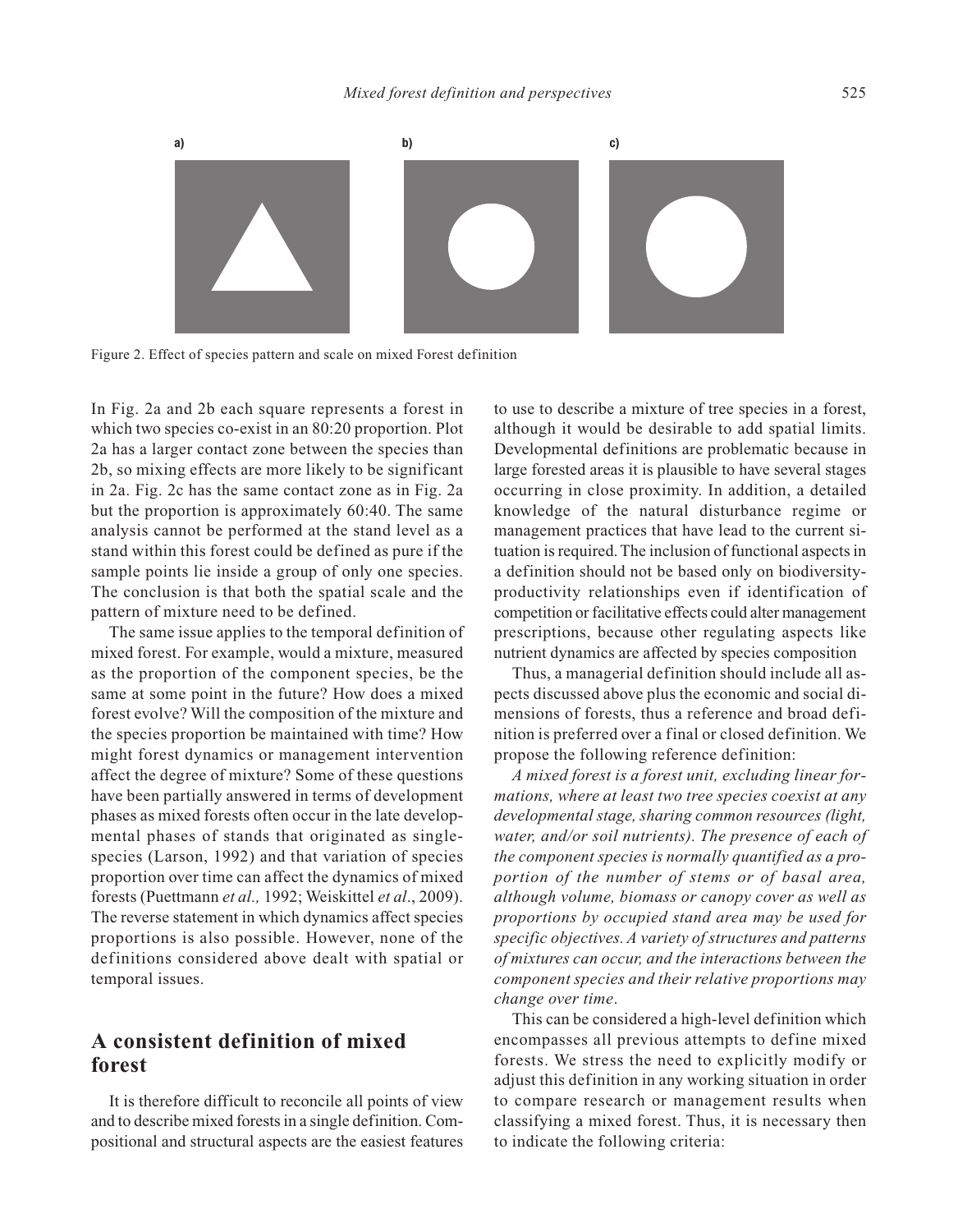Figure 2. Effect of species pattern and scale on mixed Forest definition

In Fig. 2a and 2b each square represents a forest in which two species co-exist in an 80:20 proportion. Plot 2a has a larger contact zone between the species than 2b, so mixing effects are more likely to be significant in 2a. Fig. 2c has the same contact zone as in Fig. 2a but the proportion is approximately 60:40. The same analysis cannot be performed at the stand level as a stand within this forest could be defined as pure if the sample points lie inside a group of only one species. The conclusion is that both the spatial scale and the pattern of mixture need to be defined.

The same issue applies to the temporal definition of mixed forest. For example, would a mixture, measured as the proportion of the component species, be the same at some point in the future? How does a mixed forest evolve? Will the composition of the mixture and the species proportion be maintained with time? How might forest dynamics or management intervention affect the degree of mixture? Some of these questions have been partially answered in terms of development phases as mixed forests often occur in the late developmental phases of stands that originated as single-species (Larson, 1992) and that variation of species proportion over time can affect the dynamics of mixed forests (Puettmann *et al.,* 1992; Weiskittel *et al*., 2009). The reverse statement in which dynamics affect species proportions is also possible. However, none of the definitions considered above dealt with spatial or temporal issues.

## A consistent definition of mixed forest

It is therefore difficult to reconcile all points of view and to describe mixed forests in a single definition. Compositional and structural aspects are the easiest features to use to describe a mixture of tree species in a forest, although it would be desirable to add spatial limits. Developmental definitions are problematic because in large forested areas it is plausible to have several stages occurring in close proximity. In addition, a detailed knowledge of the natural disturbance regime or management practices that have lead to the current situation is required. The inclusion of functional aspects in a definition should not be based only on biodiversity-productivity relationships even if identification of competition or facilitative effects could alter management prescriptions, because other regulating aspects like nutrient dynamics are affected by species composition

Thus, a managerial definition should include all aspects discussed above plus the economic and social dimensions of forests, thus a reference and broad definition is preferred over a final or closed definition. We propose the following reference definition:

*A mixed forest is a forest unit, excluding linear formations, where at least two tree species coexist at any developmental stage, sharing common resources (light, water, and/or soil nutrients). The presence of each of the component species is normally quantified as a proportion of the number of stems or of basal area, although volume, biomass or canopy cover as well as proportions by occupied stand area may be used for specific objectives. A variety of structures and patterns of mixtures can occur, and the interactions between the component species and their relative proportions may change over time*.

This can be considered a high-level definition which encompasses all previous attempts to define mixed forests. We stress the need to explicitly modify or adjust this definition in any working situation in order to compare research or management results when classifying a mixed forest. Thus, it is necessary then to indicate the following criteria: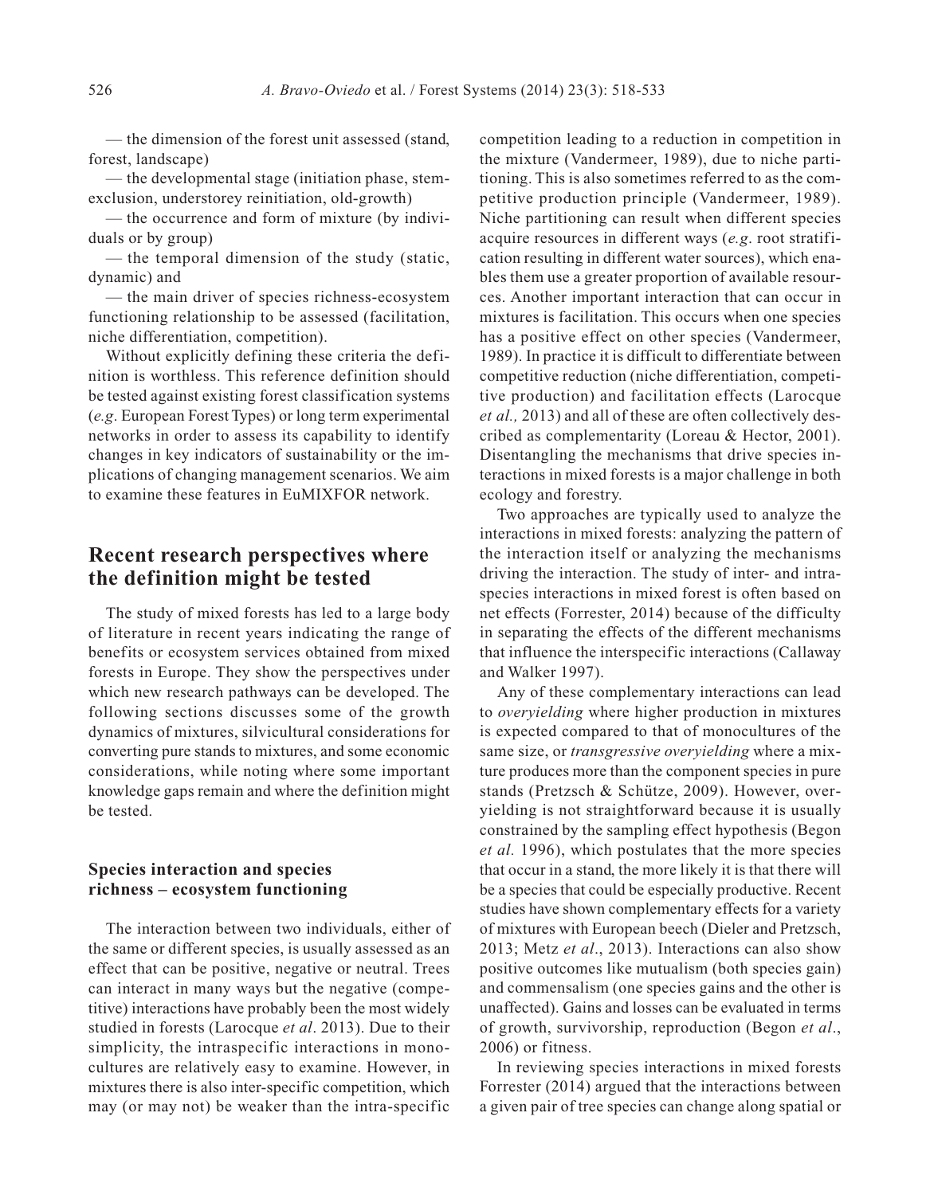— the dimension of the forest unit assessed (stand, forest, landscape)

— the developmental stage (initiation phase, stem-exclusion, understorey reinitiation, old-growth)

— the occurrence and form of mixture (by individuals or by group)

— the temporal dimension of the study (static, dynamic) and

— the main driver of species richness-ecosystem functioning relationship to be assessed (facilitation, niche differentiation, competition).

Without explicitly defining these criteria the definition is worthless. This reference definition should be tested against existing forest classification systems (*e.g*. European Forest Types) or long term experimental networks in order to assess its capability to identify changes in key indicators of sustainability or the implications of changing management scenarios. We aim to examine these features in EuMIXFOR network.

## Recent research perspectives where the definition might be tested

The study of mixed forests has led to a large body of literature in recent years indicating the range of benefits or ecosystem services obtained from mixed forests in Europe. They show the perspectives under which new research pathways can be developed. The following sections discusses some of the growth dynamics of mixtures, silvicultural considerations for converting pure stands to mixtures, and some economic considerations, while noting where some important knowledge gaps remain and where the definition might be tested.

### Species interaction and species richness – ecosystem functioning

The interaction between two individuals, either of the same or different species, is usually assessed as an effect that can be positive, negative or neutral. Trees can interact in many ways but the negative (competitive) interactions have probably been the most widely studied in forests (Larocque *et al*. 2013). Due to their simplicity, the intraspecific interactions in monocultures are relatively easy to examine. However, in mixtures there is also inter-specific competition, which may (or may not) be weaker than the intra-specific competition leading to a reduction in competition in the mixture (Vandermeer, 1989), due to niche partitioning. This is also sometimes referred to as the competitive production principle (Vandermeer, 1989). Niche partitioning can result when different species acquire resources in different ways (*e.g*. root stratification resulting in different water sources), which enables them use a greater proportion of available resources. Another important interaction that can occur in mixtures is facilitation. This occurs when one species has a positive effect on other species (Vandermeer, 1989). In practice it is difficult to differentiate between competitive reduction (niche differentiation, competitive production) and facilitation effects (Larocque *et al.,* 2013) and all of these are often collectively described as complementarity (Loreau & Hector, 2001). Disentangling the mechanisms that drive species interactions in mixed forests is a major challenge in both ecology and forestry.

Two approaches are typically used to analyze the interactions in mixed forests: analyzing the pattern of the interaction itself or analyzing the mechanisms driving the interaction. The study of inter- and intra-species interactions in mixed forest is often based on net effects (Forrester, 2014) because of the difficulty in separating the effects of the different mechanisms that influence the interspecific interactions (Callaway and Walker 1997).

Any of these complementary interactions can lead to *overyielding* where higher production in mixtures is expected compared to that of monocultures of the same size, or *transgressive overyielding* where a mixture produces more than the component species in pure stands (Pretzsch & Schütze, 2009). However, overyielding is not straightforward because it is usually constrained by the sampling effect hypothesis (Begon *et al.* 1996), which postulates that the more species that occur in a stand, the more likely it is that there will be a species that could be especially productive. Recent studies have shown complementary effects for a variety of mixtures with European beech (Dieler and Pretzsch, 2013; Metz *et al*., 2013). Interactions can also show positive outcomes like mutualism (both species gain) and commensalism (one species gains and the other is unaffected). Gains and losses can be evaluated in terms of growth, survivorship, reproduction (Begon *et al*., 2006) or fitness.

In reviewing species interactions in mixed forests Forrester (2014) argued that the interactions between a given pair of tree species can change along spatial or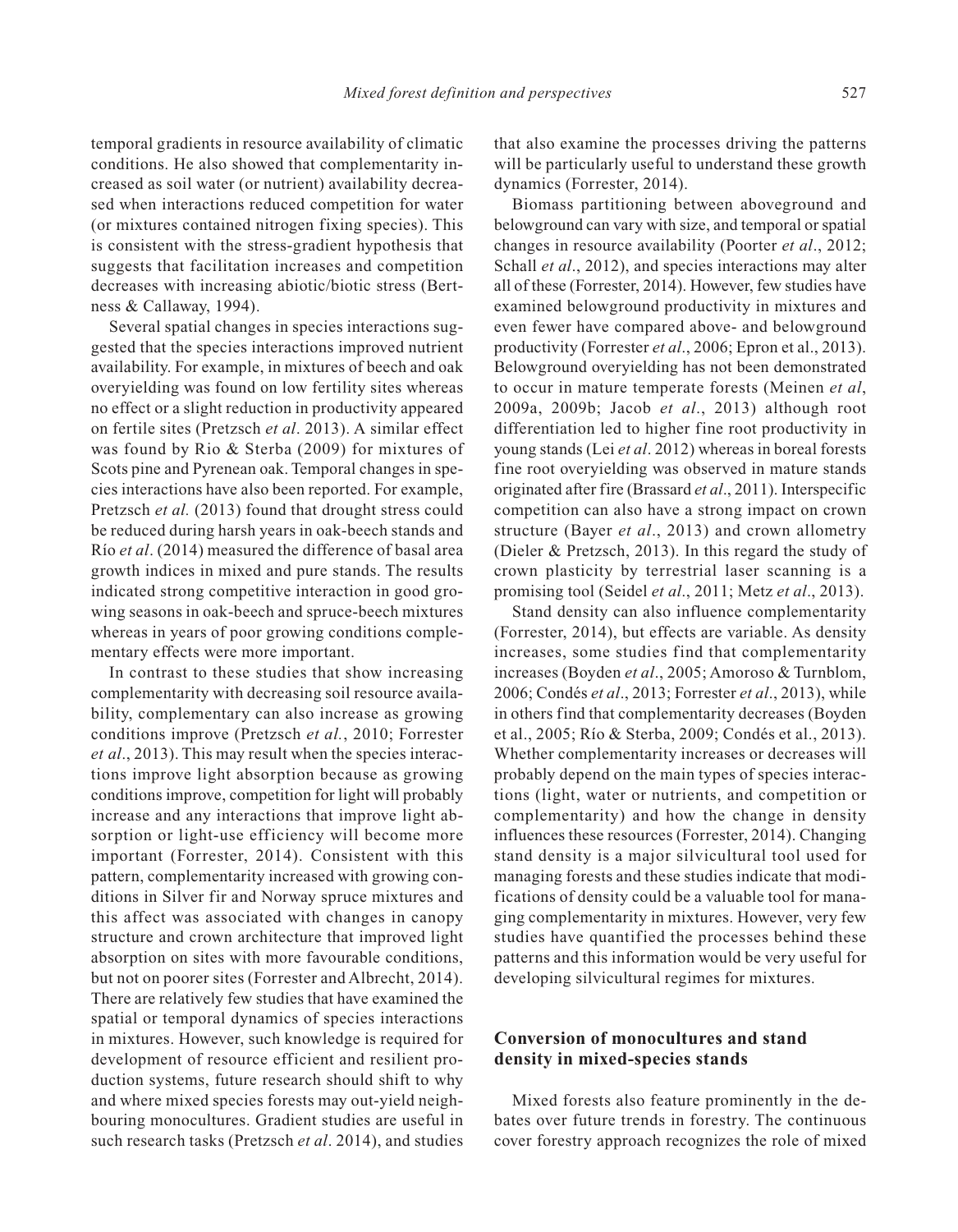temporal gradients in resource availability of climatic conditions. He also showed that complementarity increased as soil water (or nutrient) availability decreased when interactions reduced competition for water (or mixtures contained nitrogen fixing species). This is consistent with the stress-gradient hypothesis that suggests that facilitation increases and competition decreases with increasing abiotic/biotic stress (Bertness & Callaway, 1994).

Several spatial changes in species interactions suggested that the species interactions improved nutrient availability. For example, in mixtures of beech and oak overyielding was found on low fertility sites whereas no effect or a slight reduction in productivity appeared on fertile sites (Pretzsch *et al*. 2013). A similar effect was found by Rio & Sterba (2009) for mixtures of Scots pine and Pyrenean oak. Temporal changes in species interactions have also been reported. For example, Pretzsch *et al.* (2013) found that drought stress could be reduced during harsh years in oak-beech stands and Río *et al*. (2014) measured the difference of basal area growth indices in mixed and pure stands. The results indicated strong competitive interaction in good growing seasons in oak-beech and spruce-beech mixtures whereas in years of poor growing conditions complementary effects were more important.

In contrast to these studies that show increasing complementarity with decreasing soil resource availability, complementary can also increase as growing conditions improve (Pretzsch *et al.*, 2010; Forrester *et al*., 2013). This may result when the species interactions improve light absorption because as growing conditions improve, competition for light will probably increase and any interactions that improve light absorption or light-use efficiency will become more important (Forrester, 2014). Consistent with this pattern, complementarity increased with growing conditions in Silver fir and Norway spruce mixtures and this affect was associated with changes in canopy structure and crown architecture that improved light absorption on sites with more favourable conditions, but not on poorer sites (Forrester and Albrecht, 2014). There are relatively few studies that have examined the spatial or temporal dynamics of species interactions in mixtures. However, such knowledge is required for development of resource efficient and resilient production systems, future research should shift to why and where mixed species forests may out-yield neighbouring monocultures. Gradient studies are useful in such research tasks (Pretzsch *et al*. 2014), and studies that also examine the processes driving the patterns will be particularly useful to understand these growth dynamics (Forrester, 2014).

Biomass partitioning between aboveground and belowground can vary with size, and temporal or spatial changes in resource availability (Poorter *et al*., 2012; Schall *et al*., 2012), and species interactions may alter all of these (Forrester, 2014). However, few studies have examined belowground productivity in mixtures and even fewer have compared above- and belowground productivity (Forrester *et al*., 2006; Epron et al., 2013). Belowground overyielding has not been demonstrated to occur in mature temperate forests (Meinen *et al*, 2009a, 2009b; Jacob *et al*., 2013) although root differentiation led to higher fine root productivity in young stands (Lei *et al*. 2012) whereas in boreal forests fine root overyielding was observed in mature stands originated after fire (Brassard *et al*., 2011). Interspecific competition can also have a strong impact on crown structure (Bayer *et al*., 2013) and crown allometry (Dieler & Pretzsch, 2013). In this regard the study of crown plasticity by terrestrial laser scanning is a promising tool (Seidel *et al*., 2011; Metz *et al*., 2013).

Stand density can also influence complementarity (Forrester, 2014), but effects are variable. As density increases, some studies find that complementarity increases (Boyden *et al*., 2005; Amoroso & Turnblom, 2006; Condés *et al*., 2013; Forrester *et al*., 2013), while in others find that complementarity decreases (Boyden et al., 2005; Río & Sterba, 2009; Condés et al., 2013). Whether complementarity increases or decreases will probably depend on the main types of species interactions (light, water or nutrients, and competition or complementarity) and how the change in density influences these resources (Forrester, 2014). Changing stand density is a major silvicultural tool used for managing forests and these studies indicate that modifications of density could be a valuable tool for managing complementarity in mixtures. However, very few studies have quantified the processes behind these patterns and this information would be very useful for developing silvicultural regimes for mixtures.

## Conversion of monocultures and stand density in mixed-species stands

Mixed forests also feature prominently in the debates over future trends in forestry. The continuous cover forestry approach recognizes the role of mixed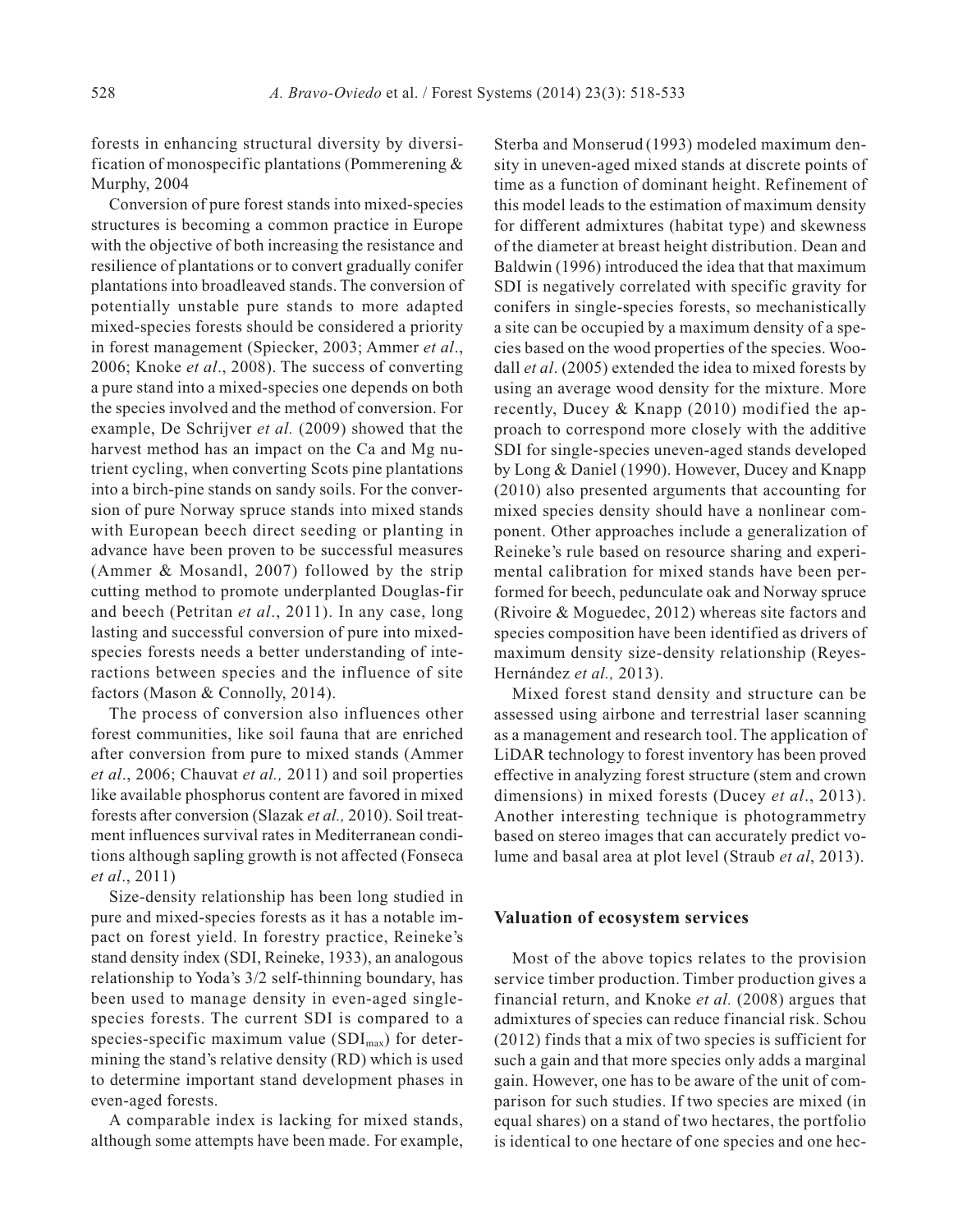forests in enhancing structural diversity by diversification of monospecific plantations (Pommerening & Murphy, 2004

Conversion of pure forest stands into mixed-species structures is becoming a common practice in Europe with the objective of both increasing the resistance and resilience of plantations or to convert gradually conifer plantations into broadleaved stands. The conversion of potentially unstable pure stands to more adapted mixed-species forests should be considered a priority in forest management (Spiecker, 2003; Ammer *et al*., 2006; Knoke *et al*., 2008). The success of converting a pure stand into a mixed-species one depends on both the species involved and the method of conversion. For example, De Schrijver *et al.* (2009) showed that the harvest method has an impact on the Ca and Mg nutrient cycling, when converting Scots pine plantations into a birch-pine stands on sandy soils. For the conversion of pure Norway spruce stands into mixed stands with European beech direct seeding or planting in advance have been proven to be successful measures (Ammer & Mosandl, 2007) followed by the strip cutting method to promote underplanted Douglas-fir and beech (Petritan *et al*., 2011). In any case, long lasting and successful conversion of pure into mixed-species forests needs a better understanding of interactions between species and the influence of site factors (Mason & Connolly, 2014).

The process of conversion also influences other forest communities, like soil fauna that are enriched after conversion from pure to mixed stands (Ammer *et al*., 2006; Chauvat *et al.,* 2011) and soil properties like available phosphorus content are favored in mixed forests after conversion (Slazak *et al.,* 2010). Soil treatment influences survival rates in Mediterranean conditions although sapling growth is not affected (Fonseca *et al*., 2011)

Size-density relationship has been long studied in pure and mixed-species forests as it has a notable impact on forest yield. In forestry practice, Reineke's stand density index (SDI, Reineke, 1933), an analogous relationship to Yoda's 3/2 self-thinning boundary, has been used to manage density in even-aged single-species forests. The current SDI is compared to a species-specific maximum value ($SDI_{max}$) for determining the stand's relative density (RD) which is used to determine important stand development phases in even-aged forests.

A comparable index is lacking for mixed stands, although some attempts have been made. For example, Sterba and Monserud (1993) modeled maximum density in uneven-aged mixed stands at discrete points of time as a function of dominant height. Refinement of this model leads to the estimation of maximum density for different admixtures (habitat type) and skewness of the diameter at breast height distribution. Dean and Baldwin (1996) introduced the idea that that maximum SDI is negatively correlated with specific gravity for conifers in single-species forests, so mechanistically a site can be occupied by a maximum density of a species based on the wood properties of the species. Woodall *et al*. (2005) extended the idea to mixed forests by using an average wood density for the mixture. More recently, Ducey & Knapp (2010) modified the approach to correspond more closely with the additive SDI for single-species uneven-aged stands developed by Long & Daniel (1990). However, Ducey and Knapp (2010) also presented arguments that accounting for mixed species density should have a nonlinear component. Other approaches include a generalization of Reineke's rule based on resource sharing and experimental calibration for mixed stands have been performed for beech, pedunculate oak and Norway spruce (Rivoire & Moguedec, 2012) whereas site factors and species composition have been identified as drivers of maximum density size-density relationship (Reyes-Hernández *et al.,* 2013).

Mixed forest stand density and structure can be assessed using airbone and terrestrial laser scanning as a management and research tool. The application of LiDAR technology to forest inventory has been proved effective in analyzing forest structure (stem and crown dimensions) in mixed forests (Ducey *et al*., 2013). Another interesting technique is photogrammetry based on stereo images that can accurately predict volume and basal area at plot level (Straub *et al*, 2013).

## Valuation of ecosystem services

Most of the above topics relates to the provision service timber production. Timber production gives a financial return, and Knoke *et al.* (2008) argues that admixtures of species can reduce financial risk. Schou (2012) finds that a mix of two species is sufficient for such a gain and that more species only adds a marginal gain. However, one has to be aware of the unit of comparison for such studies. If two species are mixed (in equal shares) on a stand of two hectares, the portfolio is identical to one hectare of one species and one hec-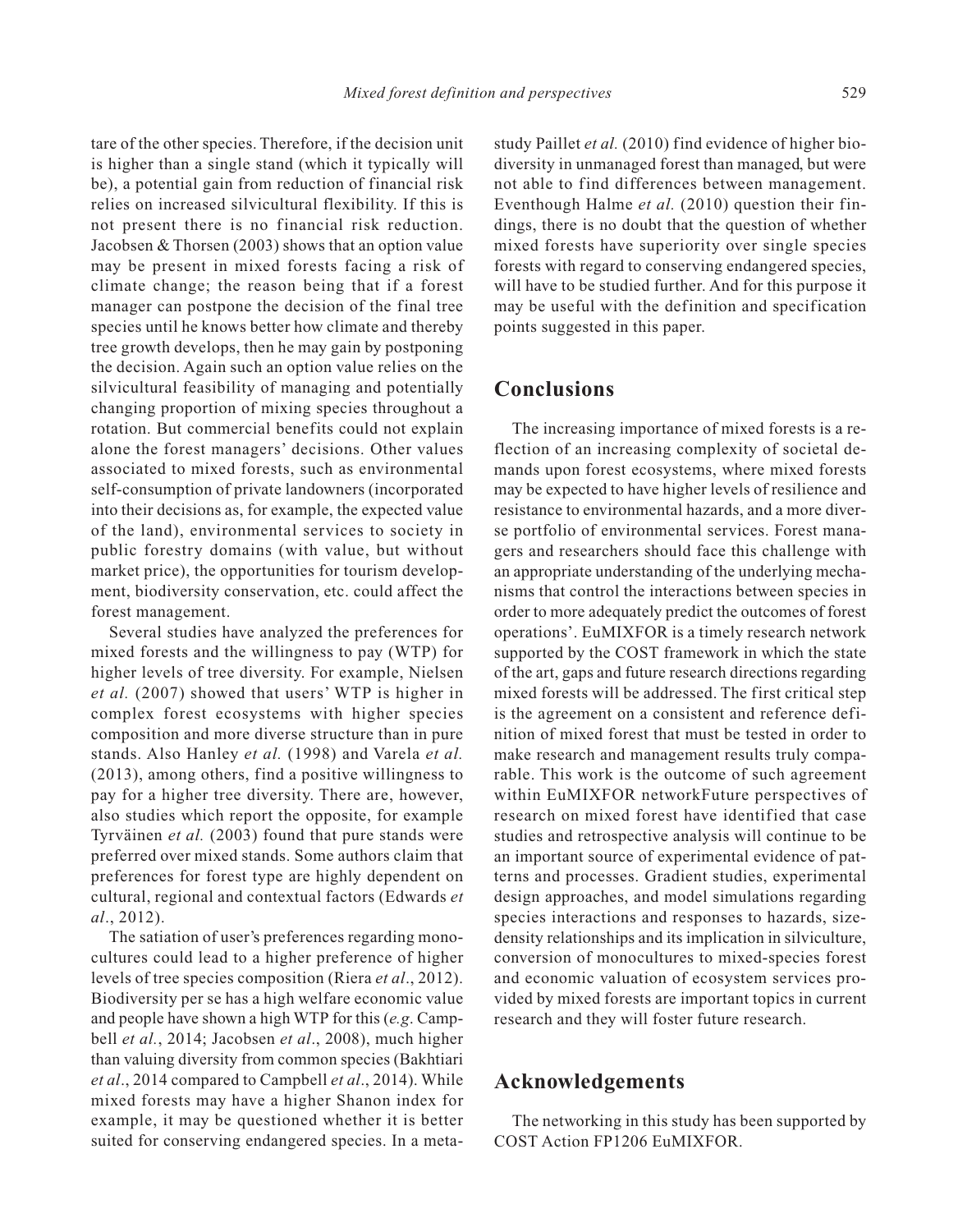tare of the other species. Therefore, if the decision unit is higher than a single stand (which it typically will be), a potential gain from reduction of financial risk relies on increased silvicultural flexibility. If this is not present there is no financial risk reduction. Jacobsen & Thorsen (2003) shows that an option value may be present in mixed forests facing a risk of climate change; the reason being that if a forest manager can postpone the decision of the final tree species until he knows better how climate and thereby tree growth develops, then he may gain by postponing the decision. Again such an option value relies on the silvicultural feasibility of managing and potentially changing proportion of mixing species throughout a rotation. But commercial benefits could not explain alone the forest managers' decisions. Other values associated to mixed forests, such as environmental self-consumption of private landowners (incorporated into their decisions as, for example, the expected value of the land), environmental services to society in public forestry domains (with value, but without market price), the opportunities for tourism development, biodiversity conservation, etc. could affect the forest management.

Several studies have analyzed the preferences for mixed forests and the willingness to pay (WTP) for higher levels of tree diversity. For example, Nielsen *et al.* (2007) showed that users' WTP is higher in complex forest ecosystems with higher species composition and more diverse structure than in pure stands. Also Hanley *et al.* (1998) and Varela *et al.* (2013), among others, find a positive willingness to pay for a higher tree diversity. There are, however, also studies which report the opposite, for example Tyrväinen *et al.* (2003) found that pure stands were preferred over mixed stands. Some authors claim that preferences for forest type are highly dependent on cultural, regional and contextual factors (Edwards *et al*., 2012).

The satiation of user's preferences regarding monocultures could lead to a higher preference of higher levels of tree species composition (Riera *et al*., 2012). Biodiversity per se has a high welfare economic value and people have shown a high WTP for this (*e.g.* Campbell *et al.*, 2014; Jacobsen *et al*., 2008), much higher than valuing diversity from common species (Bakhtiari *et al*., 2014 compared to Campbell *et al*., 2014). While mixed forests may have a higher Shanon index for example, it may be questioned whether it is better suited for conserving endangered species. In a meta-study Paillet *et al.* (2010) find evidence of higher biodiversity in unmanaged forest than managed, but were not able to find differences between management. Eventhough Halme *et al.* (2010) question their findings, there is no doubt that the question of whether mixed forests have superiority over single species forests with regard to conserving endangered species, will have to be studied further. And for this purpose it may be useful with the definition and specification points suggested in this paper.

## Conclusions

The increasing importance of mixed forests is a reflection of an increasing complexity of societal demands upon forest ecosystems, where mixed forests may be expected to have higher levels of resilience and resistance to environmental hazards, and a more diverse portfolio of environmental services. Forest managers and researchers should face this challenge with an appropriate understanding of the underlying mechanisms that control the interactions between species in order to more adequately predict the outcomes of forest operations'. EuMIXFOR is a timely research network supported by the COST framework in which the state of the art, gaps and future research directions regarding mixed forests will be addressed. The first critical step is the agreement on a consistent and reference definition of mixed forest that must be tested in order to make research and management results truly comparable. This work is the outcome of such agreement within EuMIXFOR networkFuture perspectives of research on mixed forest have identified that case studies and retrospective analysis will continue to be an important source of experimental evidence of patterns and processes. Gradient studies, experimental design approaches, and model simulations regarding species interactions and responses to hazards, size-density relationships and its implication in silviculture, conversion of monocultures to mixed-species forest and economic valuation of ecosystem services provided by mixed forests are important topics in current research and they will foster future research.

## Acknowledgements

The networking in this study has been supported by COST Action FP1206 EuMIXFOR.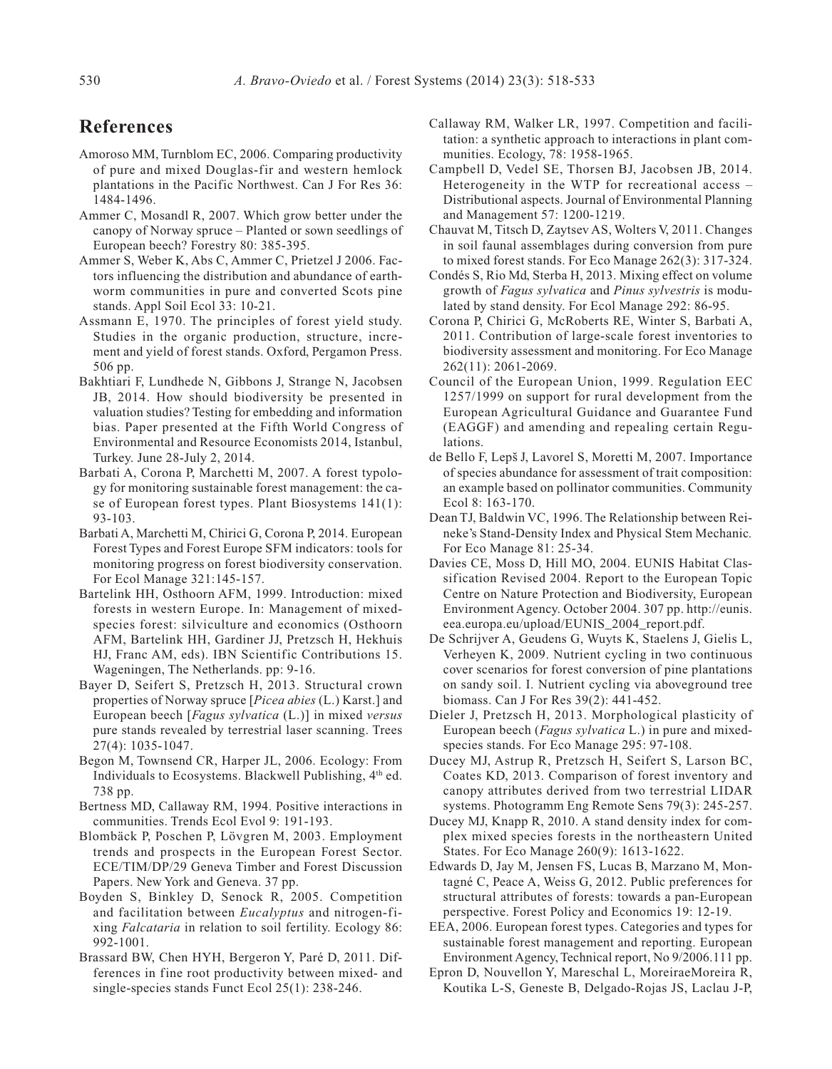## References

Amoroso MM, Turnblom EC, 2006. Comparing productivity of pure and mixed Douglas-fir and western hemlock plantations in the Pacific Northwest. Can J For Res 36: 1484-1496.

Ammer C, Mosandl R, 2007. Which grow better under the canopy of Norway spruce – Planted or sown seedlings of European beech? Forestry 80: 385-395.

Ammer S, Weber K, Abs C, Ammer C, Prietzel J 2006. Factors influencing the distribution and abundance of earthworm communities in pure and converted Scots pine stands. Appl Soil Ecol 33: 10-21.

Assmann E, 1970. The principles of forest yield study. Studies in the organic production, structure, increment and yield of forest stands. Oxford, Pergamon Press. 506 pp.

Bakhtiari F, Lundhede N, Gibbons J, Strange N, Jacobsen JB, 2014. How should biodiversity be presented in valuation studies? Testing for embedding and information bias. Paper presented at the Fifth World Congress of Environmental and Resource Economists 2014, Istanbul, Turkey. June 28-July 2, 2014.

Barbati A, Corona P, Marchetti M, 2007. A forest typology for monitoring sustainable forest management: the case of European forest types. Plant Biosystems 141(1): 93-103.

Barbati A, Marchetti M, Chirici G, Corona P, 2014. European Forest Types and Forest Europe SFM indicators: tools for monitoring progress on forest biodiversity conservation. For Ecol Manage 321:145-157.

Bartelink HH, Osthoorn AFM, 1999. Introduction: mixed forests in western Europe. In: Management of mixed-species forest: silviculture and economics (Osthoorn AFM, Bartelink HH, Gardiner JJ, Pretzsch H, Hekhuis HJ, Franc AM, eds). IBN Scientific Contributions 15. Wageningen, The Netherlands. pp: 9-16.

Bayer D, Seifert S, Pretzsch H, 2013. Structural crown properties of Norway spruce [*Picea abies* (L.) Karst.] and European beech [*Fagus sylvatica* (L.)] in mixed *versus* pure stands revealed by terrestrial laser scanning. Trees 27(4): 1035-1047.

Begon M, Townsend CR, Harper JL, 2006. Ecology: From Individuals to Ecosystems. Blackwell Publishing, 4th ed. 738 pp.

Bertness MD, Callaway RM, 1994. Positive interactions in communities. Trends Ecol Evol 9: 191-193.

Blombäck P, Poschen P, Lövgren M, 2003. Employment trends and prospects in the European Forest Sector. ECE/TIM/DP/29 Geneva Timber and Forest Discussion Papers. New York and Geneva. 37 pp.

Boyden S, Binkley D, Senock R, 2005. Competition and facilitation between *Eucalyptus* and nitrogen-fixing *Falcataria* in relation to soil fertility. Ecology 86: 992-1001.

Brassard BW, Chen HYH, Bergeron Y, Paré D, 2011. Differences in fine root productivity between mixed- and single-species stands Funct Ecol 25(1): 238-246.

Callaway RM, Walker LR, 1997. Competition and facilitation: a synthetic approach to interactions in plant communities. Ecology, 78: 1958-1965.

Campbell D, Vedel SE, Thorsen BJ, Jacobsen JB, 2014. Heterogeneity in the WTP for recreational access – Distributional aspects. Journal of Environmental Planning and Management 57: 1200-1219.

Chauvat M, Titsch D, Zaytsev AS, Wolters V, 2011. Changes in soil faunal assemblages during conversion from pure to mixed forest stands. For Eco Manage 262(3): 317-324.

Condés S, Rio Md, Sterba H, 2013. Mixing effect on volume growth of *Fagus sylvatica* and *Pinus sylvestris* is modulated by stand density. For Ecol Manage 292: 86-95.

Corona P, Chirici G, McRoberts RE, Winter S, Barbati A, 2011. Contribution of large-scale forest inventories to biodiversity assessment and monitoring. For Eco Manage 262(11): 2061-2069.

Council of the European Union, 1999. Regulation EEC 1257/1999 on support for rural development from the European Agricultural Guidance and Guarantee Fund (EAGGF) and amending and repealing certain Regulations.

de Bello F, Lepš J, Lavorel S, Moretti M, 2007. Importance of species abundance for assessment of trait composition: an example based on pollinator communities. Community Ecol 8: 163-170.

Dean TJ, Baldwin VC, 1996. The Relationship between Reineke's Stand-Density Index and Physical Stem Mechanic*.* For Eco Manage 81: 25-34.

Davies CE, Moss D, Hill MO, 2004. EUNIS Habitat Classification Revised 2004. Report to the European Topic Centre on Nature Protection and Biodiversity, European Environment Agency. October 2004. 307 pp. http://eunis.eea.europa.eu/upload/EUNIS_2004_report.pdf.

De Schrijver A, Geudens G, Wuyts K, Staelens J, Gielis L, Verheyen K, 2009. Nutrient cycling in two continuous cover scenarios for forest conversion of pine plantations on sandy soil. I. Nutrient cycling via aboveground tree biomass. Can J For Res 39(2): 441-452.

Dieler J, Pretzsch H, 2013. Morphological plasticity of European beech (*Fagus sylvatica* L.) in pure and mixed-species stands. For Eco Manage 295: 97-108.

Ducey MJ, Astrup R, Pretzsch H, Seifert S, Larson BC, Coates KD, 2013. Comparison of forest inventory and canopy attributes derived from two terrestrial LIDAR systems. Photogramm Eng Remote Sens 79(3): 245-257.

Ducey MJ, Knapp R, 2010. A stand density index for complex mixed species forests in the northeastern United States. For Eco Manage 260(9): 1613-1622.

Edwards D, Jay M, Jensen FS, Lucas B, Marzano M, Montagné C, Peace A, Weiss G, 2012. Public preferences for structural attributes of forests: towards a pan-European perspective. Forest Policy and Economics 19: 12-19.

EEA, 2006. European forest types. Categories and types for sustainable forest management and reporting. European Environment Agency, Technical report, No 9/2006.111 pp.

Epron D, Nouvellon Y, Mareschal L, MoreiraeMoreira R, Koutika L-S, Geneste B, Delgado-Rojas JS, Laclau J-P,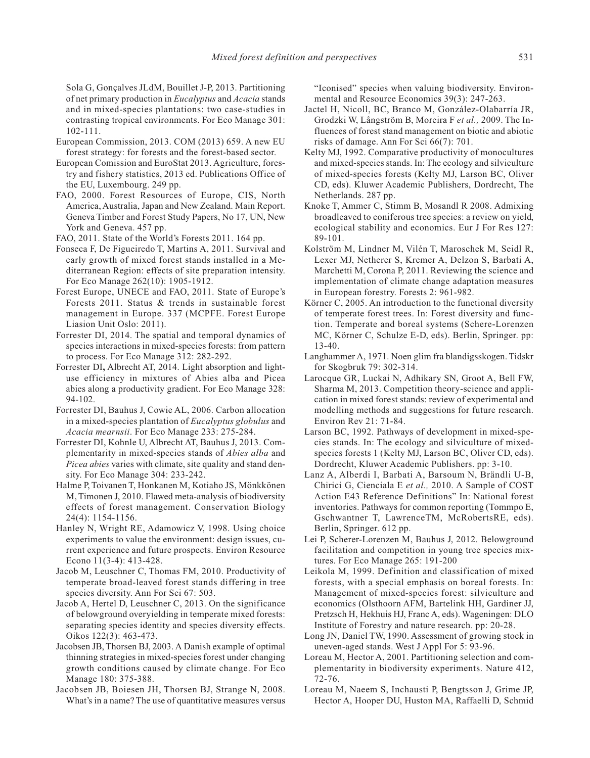Sola G, Gonçalves JLdM, Bouillet J-P, 2013. Partitioning of net primary production in *Eucalyptus* and *Acacia* stands and in mixed-species plantations: two case-studies in contrasting tropical environments. For Eco Manage 301: 102-111.

European Commission, 2013. COM (2013) 659. A new EU forest strategy: for forests and the forest-based sector.

European Comission and EuroStat 2013. Agriculture, forestry and fishery statistics, 2013 ed. Publications Office of the EU, Luxembourg. 249 pp.

FAO, 2000. Forest Resources of Europe, CIS, North America, Australia, Japan and New Zealand. Main Report. Geneva Timber and Forest Study Papers, No 17, UN, New York and Geneva. 457 pp.

FAO, 2011. State of the World's Forests 2011. 164 pp.

Fonseca F, De Figueiredo T, Martins A, 2011. Survival and early growth of mixed forest stands installed in a Mediterranean Region: effects of site preparation intensity. For Eco Manage 262(10): 1905-1912.

Forest Europe, UNECE and FAO, 2011. State of Europe's Forests 2011. Status & trends in sustainable forest management in Europe. 337 (MCPFE. Forest Europe Liasion Unit Oslo: 2011).

Forrester DI, 2014. The spatial and temporal dynamics of species interactions in mixed-species forests: from pattern to process. For Eco Manage 312: 282-292.

Forrester DI**,** Albrecht AT, 2014. Light absorption and light-use efficiency in mixtures of Abies alba and Picea abies along a productivity gradient. For Eco Manage 328: 94-102.

Forrester DI, Bauhus J, Cowie AL, 2006. Carbon allocation in a mixed-species plantation of *Eucalyptus globulus* and *Acacia mearnsii*. For Eco Manage 233: 275-284.

Forrester DI, Kohnle U, Albrecht AT, Bauhus J, 2013. Complementarity in mixed-species stands of *Abies alba* and *Picea abies* varies with climate, site quality and stand density. For Eco Manage 304: 233-242.

Halme P, Toivanen T, Honkanen M, Kotiaho JS, Mönkkönen M, Timonen J, 2010. Flawed meta-analysis of biodiversity effects of forest management. Conservation Biology 24(4): 1154-1156.

Hanley N, Wright RE, Adamowicz V, 1998. Using choice experiments to value the environment: design issues, current experience and future prospects. Environ Resource Econo 11(3-4): 413-428.

Jacob M, Leuschner C, Thomas FM, 2010. Productivity of temperate broad-leaved forest stands differing in tree species diversity. Ann For Sci 67: 503.

Jacob A, Hertel D, Leuschner C, 2013. On the significance of belowground overyielding in temperate mixed forests: separating species identity and species diversity effects. Oikos 122(3): 463-473.

Jacobsen JB, Thorsen BJ, 2003. A Danish example of optimal thinning strategies in mixed-species forest under changing growth conditions caused by climate change. For Eco Manage 180: 375-388.

Jacobsen JB, Boiesen JH, Thorsen BJ, Strange N, 2008. What's in a name? The use of quantitative measures versus "Iconised" species when valuing biodiversity. Environmental and Resource Economics 39(3): 247-263.

Jactel H, Nicoll, BC, Branco M, González-Olabarría JR, Grodzki W, Långström B, Moreira F *et al.,* 2009. The Influences of forest stand management on biotic and abiotic risks of damage. Ann For Sci 66(7): 701.

Kelty MJ, 1992. Comparative productivity of monocultures and mixed-species stands. In: The ecology and silviculture of mixed-species forests (Kelty MJ, Larson BC, Oliver CD, eds). Kluwer Academic Publishers, Dordrecht, The Netherlands. 287 pp.

Knoke T, Ammer C, Stimm B, Mosandl R 2008. Admixing broadleaved to coniferous tree species: a review on yield, ecological stability and economics. Eur J For Res 127: 89-101.

Kolström M, Lindner M, Vilén T, Maroschek M, Seidl R, Lexer MJ, Netherer S, Kremer A, Delzon S, Barbati A, Marchetti M, Corona P, 2011. Reviewing the science and implementation of climate change adaptation measures in European forestry. Forests 2: 961-982.

Körner C, 2005. An introduction to the functional diversity of temperate forest trees. In: Forest diversity and function. Temperate and boreal systems (Schere-Lorenzen MC, Körner C, Schulze E-D, eds). Berlin, Springer. pp: 13-40.

Langhammer A, 1971. Noen glim fra blandigsskogen. Tidskr for Skogbruk 79: 302-314.

Larocque GR, Luckai N, Adhikary SN, Groot A, Bell FW, Sharma M, 2013. Competition theory-science and application in mixed forest stands: review of experimental and modelling methods and suggestions for future research. Environ Rev 21: 71-84.

Larson BC, 1992. Pathways of development in mixed-species stands. In: The ecology and silviculture of mixed-species forests 1 (Kelty MJ, Larson BC, Oliver CD, eds). Dordrecht, Kluwer Academic Publishers. pp: 3-10.

Lanz A, Alberdi I, Barbati A, Barsoum N, Brändli U-B, Chirici G, Cienciala E *et al.,* 2010. A Sample of COST Action E43 Reference Definitions" In: National forest inventories. Pathways for common reporting (Tommpo E, Gschwantner T, LawrenceTM, McRobertsRE, eds). Berlin, Springer. 612 pp.

Lei P, Scherer-Lorenzen M, Bauhus J, 2012. Belowground facilitation and competition in young tree species mixtures. For Eco Manage 265: 191-200

Leikola M, 1999. Definition and classification of mixed forests, with a special emphasis on boreal forests. In: Management of mixed-species forest: silviculture and economics (Olsthoorn AFM, Bartelink HH, Gardiner JJ, Pretzsch H, Hekhuis HJ, Franc A, eds). Wageningen: DLO Institute of Forestry and nature research. pp: 20-28.

Long JN, Daniel TW, 1990. Assessment of growing stock in uneven-aged stands. West J Appl For 5: 93-96.

Loreau M, Hector A, 2001. Partitioning selection and complementarity in biodiversity experiments. Nature 412, 72-76.

Loreau M, Naeem S, Inchausti P, Bengtsson J, Grime JP, Hector A, Hooper DU, Huston MA, Raffaelli D, Schmid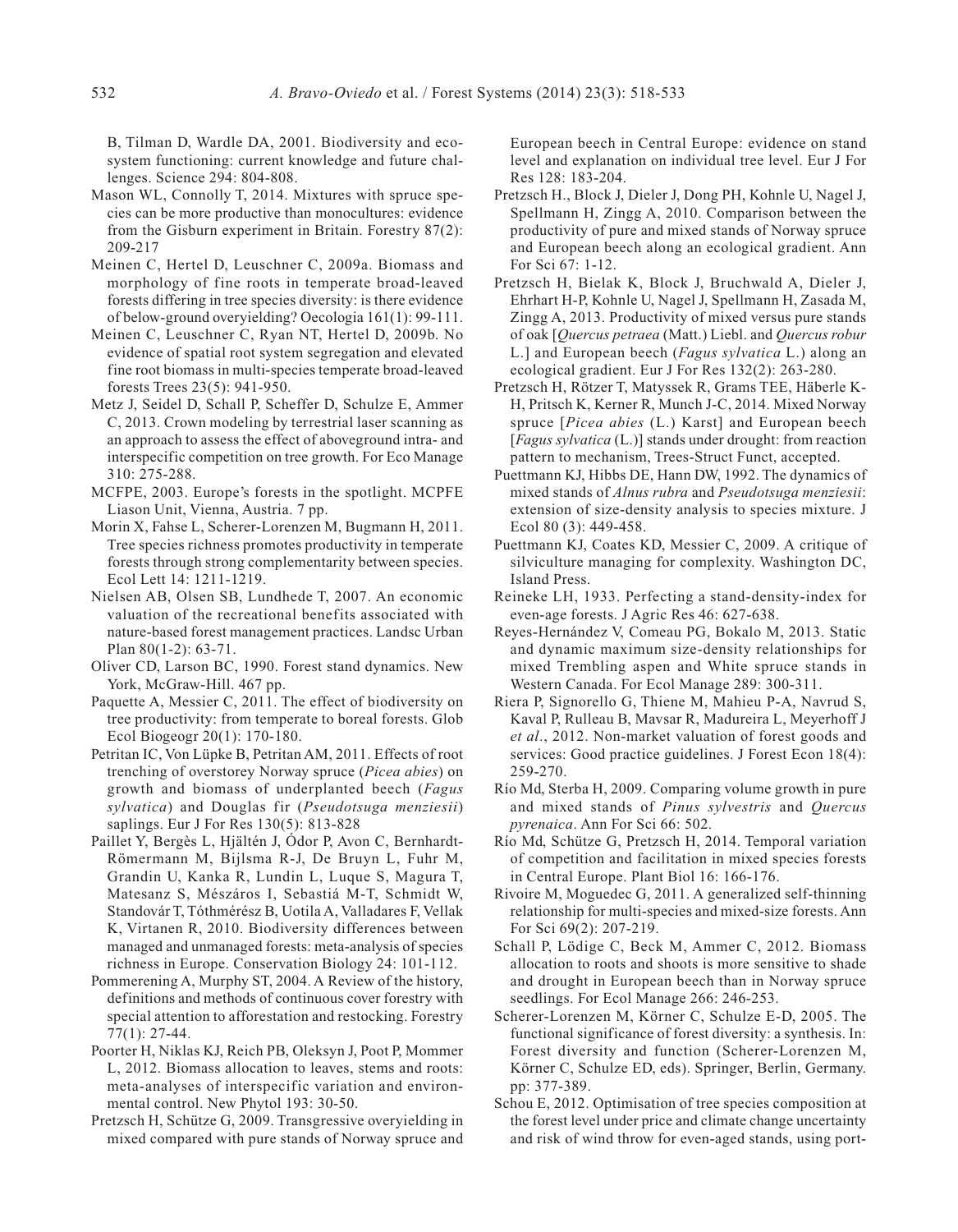B, Tilman D, Wardle DA, 2001. Biodiversity and ecosystem functioning: current knowledge and future challenges. Science 294: 804-808.

Mason WL, Connolly T, 2014. Mixtures with spruce species can be more productive than monocultures: evidence from the Gisburn experiment in Britain. Forestry 87(2): 209-217

Meinen C, Hertel D, Leuschner C, 2009a. Biomass and morphology of fine roots in temperate broad-leaved forests differing in tree species diversity: is there evidence of below-ground overyielding? Oecologia 161(1): 99-111.

Meinen C, Leuschner C, Ryan NT, Hertel D, 2009b. No evidence of spatial root system segregation and elevated fine root biomass in multi-species temperate broad-leaved forests Trees 23(5): 941-950.

Metz J, Seidel D, Schall P, Scheffer D, Schulze E, Ammer C, 2013. Crown modeling by terrestrial laser scanning as an approach to assess the effect of aboveground intra- and interspecific competition on tree growth. For Eco Manage 310: 275-288.

MCFPE, 2003. Europe's forests in the spotlight. MCPFE Liason Unit, Vienna, Austria. 7 pp.

Morin X, Fahse L, Scherer-Lorenzen M, Bugmann H, 2011. Tree species richness promotes productivity in temperate forests through strong complementarity between species. Ecol Lett 14: 1211-1219.

Nielsen AB, Olsen SB, Lundhede T, 2007. An economic valuation of the recreational benefits associated with nature-based forest management practices. Landsc Urban Plan 80(1-2): 63-71.

Oliver CD, Larson BC, 1990. Forest stand dynamics. New York, McGraw-Hill. 467 pp.

Paquette A, Messier C, 2011. The effect of biodiversity on tree productivity: from temperate to boreal forests. Glob Ecol Biogeogr 20(1): 170-180.

Petritan IC, Von Lüpke B, Petritan AM, 2011. Effects of root trenching of overstorey Norway spruce (*Picea abies*) on growth and biomass of underplanted beech (*Fagus sylvatica*) and Douglas fir (*Pseudotsuga menziesii*) saplings. Eur J For Res 130(5): 813-828

Paillet Y, Bergès L, Hjältén J, Ódor P, Avon C, Bernhardt-Römermann M, Bijlsma R-J, De Bruyn L, Fuhr M, Grandin U, Kanka R, Lundin L, Luque S, Magura T, Matesanz S, Mészáros I, Sebastiá M-T, Schmidt W, Standovár T, Tóthmérész B, Uotila A, Valladares F, Vellak K, Virtanen R, 2010. Biodiversity differences between managed and unmanaged forests: meta-analysis of species richness in Europe. Conservation Biology 24: 101-112.

Pommerening A, Murphy ST, 2004. A Review of the history, definitions and methods of continuous cover forestry with special attention to afforestation and restocking. Forestry 77(1): 27-44.

Poorter H, Niklas KJ, Reich PB, Oleksyn J, Poot P, Mommer L, 2012. Biomass allocation to leaves, stems and roots: meta-analyses of interspecific variation and environmental control. New Phytol 193: 30-50.

Pretzsch H, Schütze G, 2009. Transgressive overyielding in mixed compared with pure stands of Norway spruce and European beech in Central Europe: evidence on stand level and explanation on individual tree level. Eur J For Res 128: 183-204.

Pretzsch H., Block J, Dieler J, Dong PH, Kohnle U, Nagel J, Spellmann H, Zingg A, 2010. Comparison between the productivity of pure and mixed stands of Norway spruce and European beech along an ecological gradient. Ann For Sci 67: 1-12.

Pretzsch H, Bielak K, Block J, Bruchwald A, Dieler J, Ehrhart H-P, Kohnle U, Nagel J, Spellmann H, Zasada M, Zingg A, 2013. Productivity of mixed versus pure stands of oak [*Quercus petraea* (Matt.) Liebl. and *Quercus robur* L.] and European beech (*Fagus sylvatica* L.) along an ecological gradient. Eur J For Res 132(2): 263-280.

Pretzsch H, Rötzer T, Matyssek R, Grams TEE, Häberle K-H, Pritsch K, Kerner R, Munch J-C, 2014. Mixed Norway spruce [*Picea abies* (L.) Karst] and European beech [*Fagus sylvatica* (L.)] stands under drought: from reaction pattern to mechanism, Trees-Struct Funct, accepted.

Puettmann KJ, Hibbs DE, Hann DW, 1992. The dynamics of mixed stands of *Alnus rubra* and *Pseudotsuga menziesii*: extension of size-density analysis to species mixture. J Ecol 80 (3): 449-458.

Puettmann KJ, Coates KD, Messier C, 2009. A critique of silviculture managing for complexity. Washington DC, Island Press.

Reineke LH, 1933. Perfecting a stand-density-index for even-age forests. J Agric Res 46: 627-638.

Reyes-Hernández V, Comeau PG, Bokalo M, 2013. Static and dynamic maximum size-density relationships for mixed Trembling aspen and White spruce stands in Western Canada. For Ecol Manage 289: 300-311.

Riera P, Signorello G, Thiene M, Mahieu P-A, Navrud S, Kaval P, Rulleau B, Mavsar R, Madureira L, Meyerhoff J *et al*., 2012. Non-market valuation of forest goods and services: Good practice guidelines. J Forest Econ 18(4): 259-270.

Río Md, Sterba H, 2009. Comparing volume growth in pure and mixed stands of *Pinus sylvestris* and *Quercus pyrenaica*. Ann For Sci 66: 502.

Río Md, Schütze G, Pretzsch H, 2014. Temporal variation of competition and facilitation in mixed species forests in Central Europe. Plant Biol 16: 166-176.

Rivoire M, Moguedec G, 2011. A generalized self-thinning relationship for multi-species and mixed-size forests. Ann For Sci 69(2): 207-219.

Schall P, Lödige C, Beck M, Ammer C, 2012. Biomass allocation to roots and shoots is more sensitive to shade and drought in European beech than in Norway spruce seedlings. For Ecol Manage 266: 246-253.

Scherer-Lorenzen M, Körner C, Schulze E-D, 2005. The functional significance of forest diversity: a synthesis. In: Forest diversity and function (Scherer-Lorenzen M, Körner C, Schulze ED, eds). Springer, Berlin, Germany. pp: 377-389.

Schou E, 2012. Optimisation of tree species composition at the forest level under price and climate change uncertainty and risk of wind throw for even-aged stands, using port-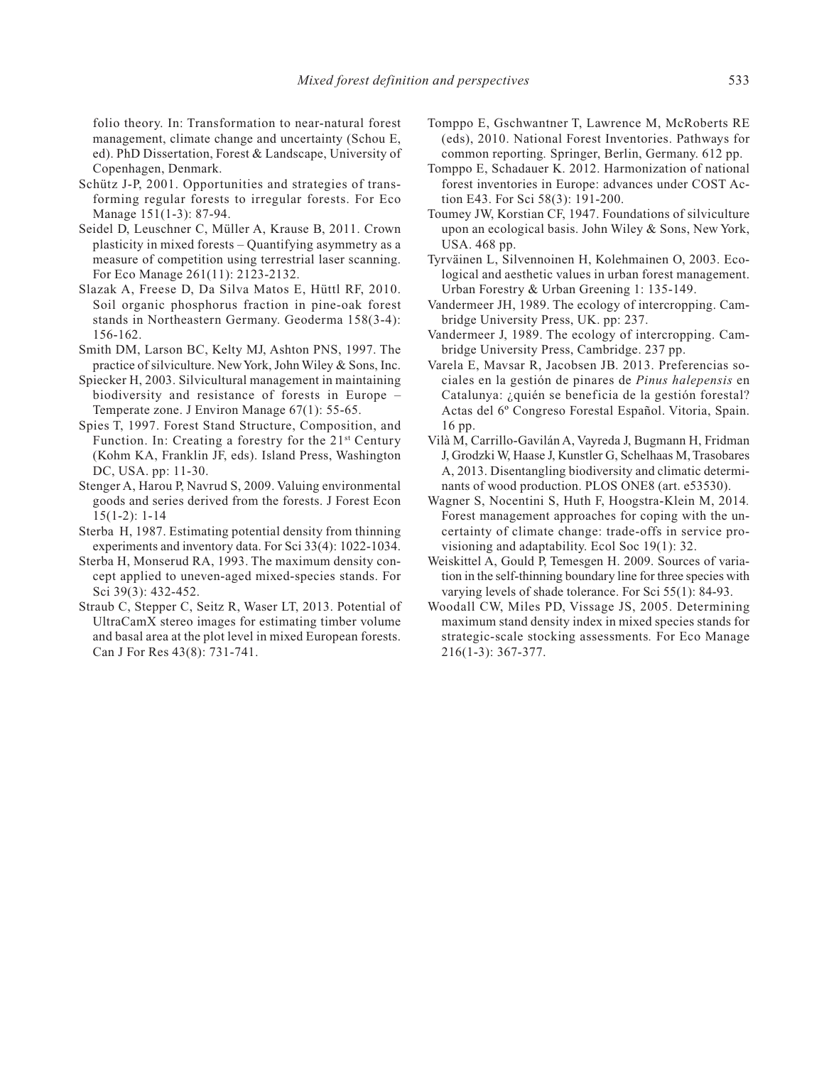folio theory. In: Transformation to near-natural forest management, climate change and uncertainty (Schou E, ed). PhD Dissertation, Forest & Landscape, University of Copenhagen, Denmark.

Schütz J-P, 2001. Opportunities and strategies of transforming regular forests to irregular forests. For Eco Manage 151(1-3): 87-94.

Seidel D, Leuschner C, Müller A, Krause B, 2011. Crown plasticity in mixed forests – Quantifying asymmetry as a measure of competition using terrestrial laser scanning. For Eco Manage 261(11): 2123-2132.

Slazak A, Freese D, Da Silva Matos E, Hüttl RF, 2010. Soil organic phosphorus fraction in pine-oak forest stands in Northeastern Germany. Geoderma 158(3-4): 156-162.

Smith DM, Larson BC, Kelty MJ, Ashton PNS, 1997. The practice of silviculture. New York, John Wiley & Sons, Inc.

Spiecker H, 2003. Silvicultural management in maintaining biodiversity and resistance of forests in Europe – Temperate zone. J Environ Manage 67(1): 55-65.

Spies T, 1997. Forest Stand Structure, Composition, and Function. In: Creating a forestry for the 21st Century (Kohm KA, Franklin JF, eds). Island Press, Washington DC, USA. pp: 11-30.

Stenger A, Harou P, Navrud S, 2009. Valuing environmental goods and series derived from the forests. J Forest Econ 15(1-2): 1-14

Sterba H, 1987. Estimating potential density from thinning experiments and inventory data. For Sci 33(4): 1022-1034.

Sterba H, Monserud RA, 1993. The maximum density concept applied to uneven-aged mixed-species stands. For Sci 39(3): 432-452.

Straub C, Stepper C, Seitz R, Waser LT, 2013. Potential of UltraCamX stereo images for estimating timber volume and basal area at the plot level in mixed European forests. Can J For Res 43(8): 731-741.

Tomppo E, Gschwantner T, Lawrence M, McRoberts RE (eds), 2010. National Forest Inventories. Pathways for common reporting. Springer, Berlin, Germany. 612 pp.

Tomppo E, Schadauer K. 2012. Harmonization of national forest inventories in Europe: advances under COST Action E43. For Sci 58(3): 191-200.

Toumey JW, Korstian CF, 1947. Foundations of silviculture upon an ecological basis. John Wiley & Sons, New York, USA. 468 pp.

Tyrväinen L, Silvennoinen H, Kolehmainen O, 2003. Ecological and aesthetic values in urban forest management. Urban Forestry & Urban Greening 1: 135-149.

Vandermeer JH, 1989. The ecology of intercropping. Cambridge University Press, UK. pp: 237.

Vandermeer J, 1989. The ecology of intercropping. Cambridge University Press, Cambridge. 237 pp.

Varela E, Mavsar R, Jacobsen JB. 2013. Preferencias sociales en la gestión de pinares de *Pinus halepensis* en Catalunya: ¿quién se beneficia de la gestión forestal? Actas del 6º Congreso Forestal Español. Vitoria, Spain. 16 pp.

Vilà M, Carrillo-Gavilán A, Vayreda J, Bugmann H, Fridman J, Grodzki W, Haase J, Kunstler G, Schelhaas M, Trasobares A, 2013. Disentangling biodiversity and climatic determinants of wood production. PLOS ONE8 (art. e53530).

Wagner S, Nocentini S, Huth F, Hoogstra-Klein M, 2014. Forest management approaches for coping with the uncertainty of climate change: trade-offs in service provisioning and adaptability. Ecol Soc 19(1): 32.

Weiskittel A, Gould P, Temesgen H. 2009. Sources of variation in the self-thinning boundary line for three species with varying levels of shade tolerance. For Sci 55(1): 84-93.

Woodall CW, Miles PD, Vissage JS, 2005. Determining maximum stand density index in mixed species stands for strategic-scale stocking assessments. For Eco Manage 216(1-3): 367-377.